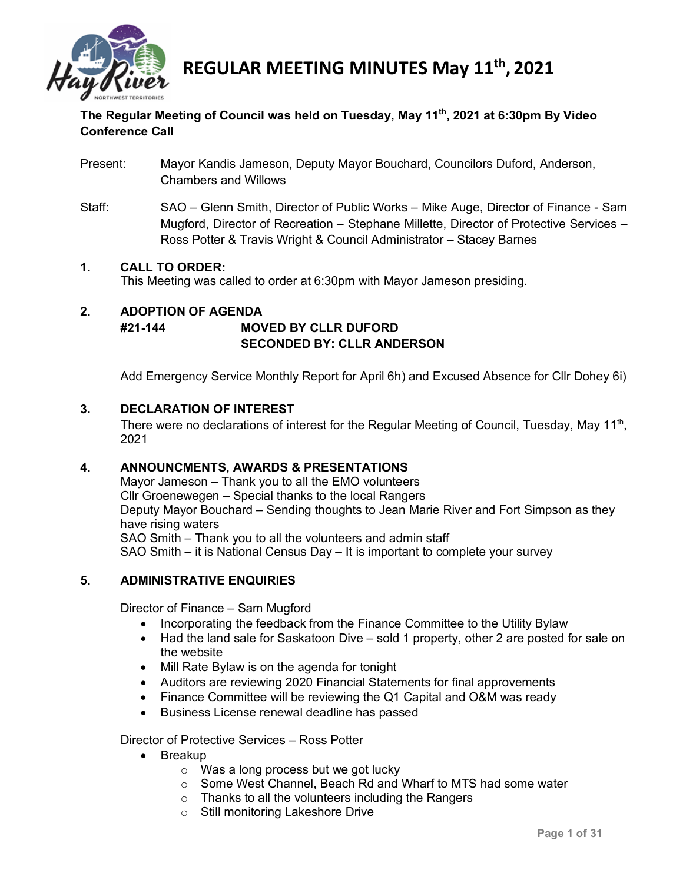# REGULAR MEETING MINUTES May 11th, 2021

**The Regular Meeting of Council was held on Tuesday, May 11th, 2021 at 6:30pm By Video Conference Call**

Present: Mayor Kandis Jameson, Deputy Mayor Bouchard, Councilors Duford, Anderson, Chambers and Willows

Staff: SAO – Glenn Smith, Director of Public Works – Mike Auge, Director of Finance - Sam Mugford, Director of Recreation – Stephane Millette, Director of Protective Services – Ross Potter & Travis Wright & Council Administrator – Stacey Barnes

## 1. CALL TO ORDER:

This Meeting was called to order at 6:30pm with Mayor Jameson presiding.

## 2. ADOPTION OF AGENDA

**#21-144 MOVED BY CLLR DUFORD**
**SECONDED BY: CLLR ANDERSON**

Add Emergency Service Monthly Report for April 6h) and Excused Absence for Cllr Dohey 6i)

## 3. DECLARATION OF INTEREST

There were no declarations of interest for the Regular Meeting of Council, Tuesday, May 11th, 2021

## 4. ANNOUNCMENTS, AWARDS & PRESENTATIONS

Mayor Jameson – Thank you to all the EMO volunteers
Cllr Groenewegen – Special thanks to the local Rangers
Deputy Mayor Bouchard – Sending thoughts to Jean Marie River and Fort Simpson as they have rising waters
SAO Smith – Thank you to all the volunteers and admin staff
SAO Smith – it is National Census Day – It is important to complete your survey

## 5. ADMINISTRATIVE ENQUIRIES

Director of Finance – Sam Mugford

- Incorporating the feedback from the Finance Committee to the Utility Bylaw
- Had the land sale for Saskatoon Dive – sold 1 property, other 2 are posted for sale on the website
- Mill Rate Bylaw is on the agenda for tonight
- Auditors are reviewing 2020 Financial Statements for final approvements
- Finance Committee will be reviewing the Q1 Capital and O&M was ready
- Business License renewal deadline has passed

Director of Protective Services – Ross Potter

- Breakup
  - Was a long process but we got lucky
  - Some West Channel, Beach Rd and Wharf to MTS had some water
  - Thanks to all the volunteers including the Rangers
  - Still monitoring Lakeshore Drive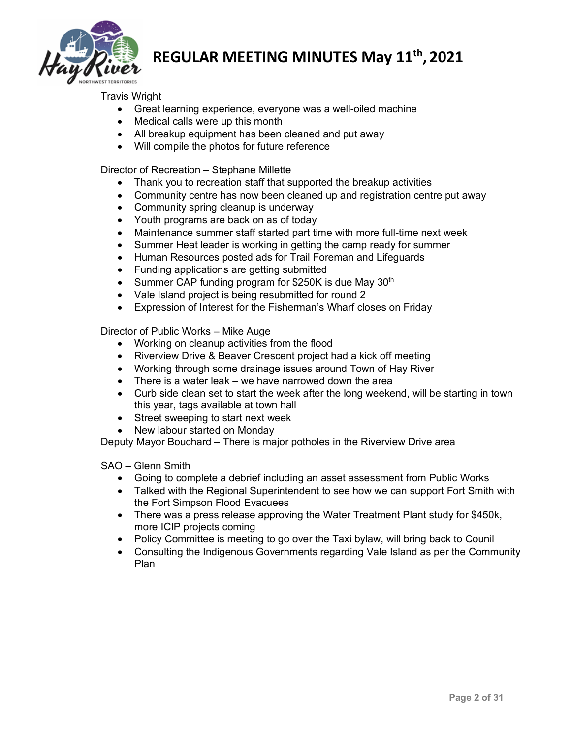Travis Wright

- Great learning experience, everyone was a well-oiled machine
- Medical calls were up this month
- All breakup equipment has been cleaned and put away
- Will compile the photos for future reference

Director of Recreation – Stephane Millette

- Thank you to recreation staff that supported the breakup activities
- Community centre has now been cleaned up and registration centre put away
- Community spring cleanup is underway
- Youth programs are back on as of today
- Maintenance summer staff started part time with more full-time next week
- Summer Heat leader is working in getting the camp ready for summer
- Human Resources posted ads for Trail Foreman and Lifeguards
- Funding applications are getting submitted
- Summer CAP funding program for $250K is due May 30th
- Vale Island project is being resubmitted for round 2
- Expression of Interest for the Fisherman's Wharf closes on Friday

Director of Public Works – Mike Auge

- Working on cleanup activities from the flood
- Riverview Drive & Beaver Crescent project had a kick off meeting
- Working through some drainage issues around Town of Hay River
- There is a water leak – we have narrowed down the area
- Curb side clean set to start the week after the long weekend, will be starting in town this year, tags available at town hall
- Street sweeping to start next week
- New labour started on Monday

Deputy Mayor Bouchard – There is major potholes in the Riverview Drive area

SAO – Glenn Smith

- Going to complete a debrief including an asset assessment from Public Works
- Talked with the Regional Superintendent to see how we can support Fort Smith with the Fort Simpson Flood Evacuees
- There was a press release approving the Water Treatment Plant study for $450k, more ICIP projects coming
- Policy Committee is meeting to go over the Taxi bylaw, will bring back to Counil
- Consulting the Indigenous Governments regarding Vale Island as per the Community Plan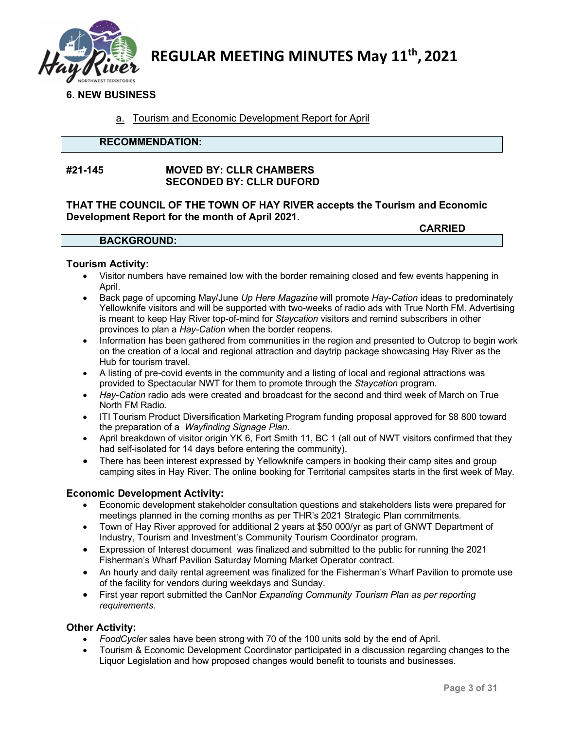## 6. NEW BUSINESS

a. Tourism and Economic Development Report for April

**RECOMMENDATION:**

**#21-145** **MOVED BY: CLLR CHAMBERS**
**SECONDED BY: CLLR DUFORD**

**THAT THE COUNCIL OF THE TOWN OF HAY RIVER accepts the Tourism and Economic Development Report for the month of April 2021.**

**CARRIED**

**BACKGROUND:**

### Tourism Activity:

- Visitor numbers have remained low with the border remaining closed and few events happening in April.
- Back page of upcoming May/June *Up Here Magazine* will promote *Hay-Cation* ideas to predominately Yellowknife visitors and will be supported with two-weeks of radio ads with True North FM. Advertising is meant to keep Hay River top-of-mind for *Staycation* visitors and remind subscribers in other provinces to plan a *Hay-Cation* when the border reopens.
- Information has been gathered from communities in the region and presented to Outcrop to begin work on the creation of a local and regional attraction and daytrip package showcasing Hay River as the Hub for tourism travel.
- A listing of pre-covid events in the community and a listing of local and regional attractions was provided to Spectacular NWT for them to promote through the *Staycation* program.
- *Hay-Cation* radio ads were created and broadcast for the second and third week of March on True North FM Radio.
- ITI Tourism Product Diversification Marketing Program funding proposal approved for $8 800 toward the preparation of a *Wayfinding Signage Plan*.
- April breakdown of visitor origin YK 6, Fort Smith 11, BC 1 (all out of NWT visitors confirmed that they had self-isolated for 14 days before entering the community).
- There has been interest expressed by Yellowknife campers in booking their camp sites and group camping sites in Hay River. The online booking for Territorial campsites starts in the first week of May.

### Economic Development Activity:

- Economic development stakeholder consultation questions and stakeholders lists were prepared for meetings planned in the coming months as per THR's 2021 Strategic Plan commitments.
- Town of Hay River approved for additional 2 years at $50 000/yr as part of GNWT Department of Industry, Tourism and Investment's Community Tourism Coordinator program.
- Expression of Interest document was finalized and submitted to the public for running the 2021 Fisherman's Wharf Pavilion Saturday Morning Market Operator contract.
- An hourly and daily rental agreement was finalized for the Fisherman's Wharf Pavilion to promote use of the facility for vendors during weekdays and Sunday.
- First year report submitted the CanNor *Expanding Community Tourism Plan as per reporting requirements.*

### Other Activity:

- *FoodCycler* sales have been strong with 70 of the 100 units sold by the end of April.
- Tourism & Economic Development Coordinator participated in a discussion regarding changes to the Liquor Legislation and how proposed changes would benefit to tourists and businesses.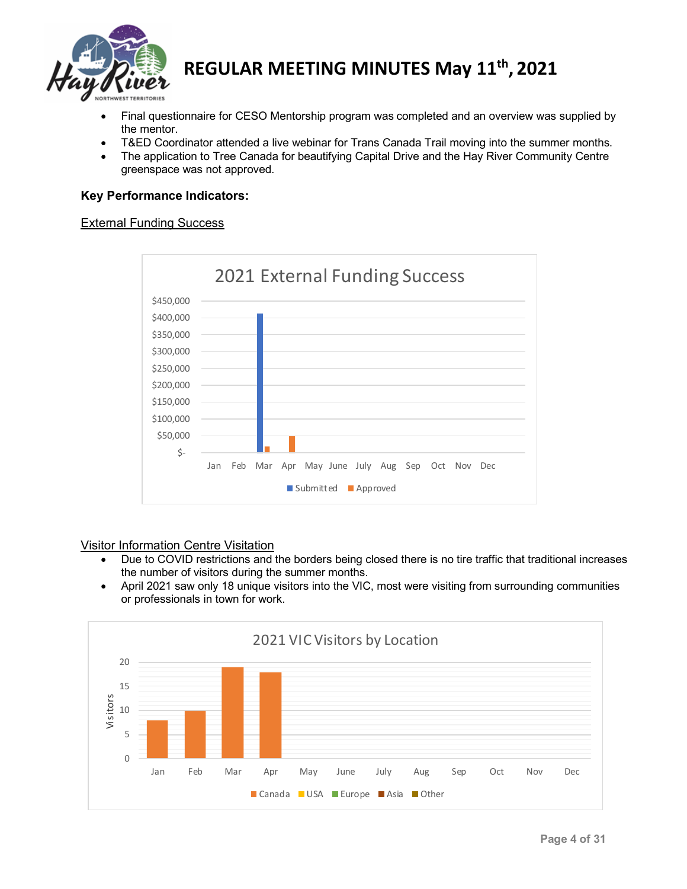- Final questionnaire for CESO Mentorship program was completed and an overview was supplied by the mentor.
- T&ED Coordinator attended a live webinar for Trans Canada Trail moving into the summer months.
- The application to Tree Canada for beautifying Capital Drive and the Hay River Community Centre greenspace was not approved.

**Key Performance Indicators:**

External Funding Success

2021 External Funding Success

Visitor Information Centre Visitation

- Due to COVID restrictions and the borders being closed there is no tire traffic that traditional increases the number of visitors during the summer months.
- April 2021 saw only 18 unique visitors into the VIC, most were visiting from surrounding communities or professionals in town for work.

2021 VIC Visitors by Location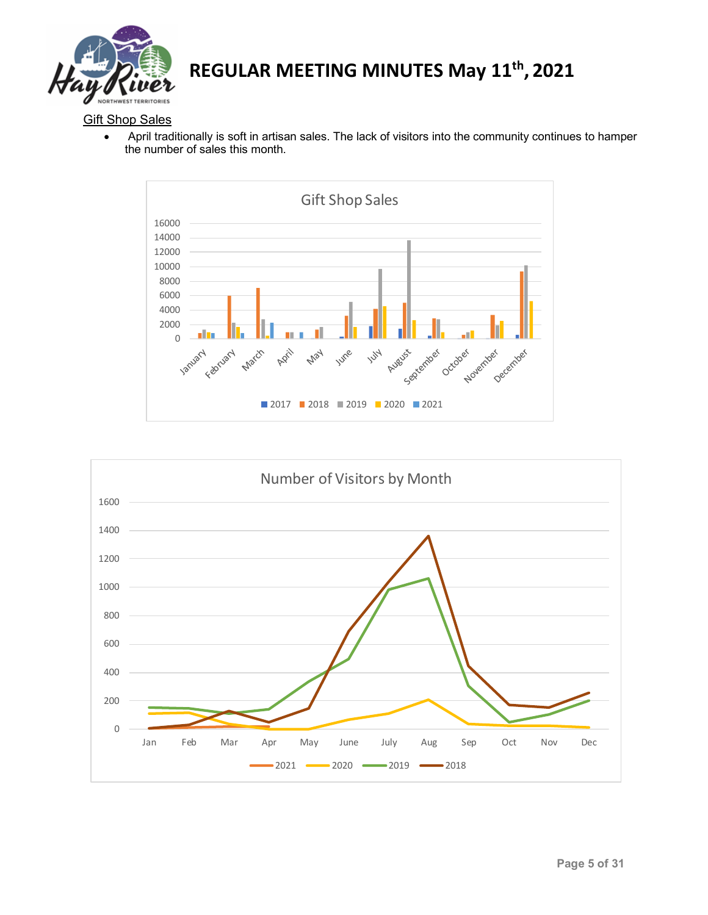# REGULAR MEETING MINUTES May 11th, 2021

Gift Shop Sales

- April traditionally is soft in artisan sales. The lack of visitors into the community continues to hamper the number of sales this month.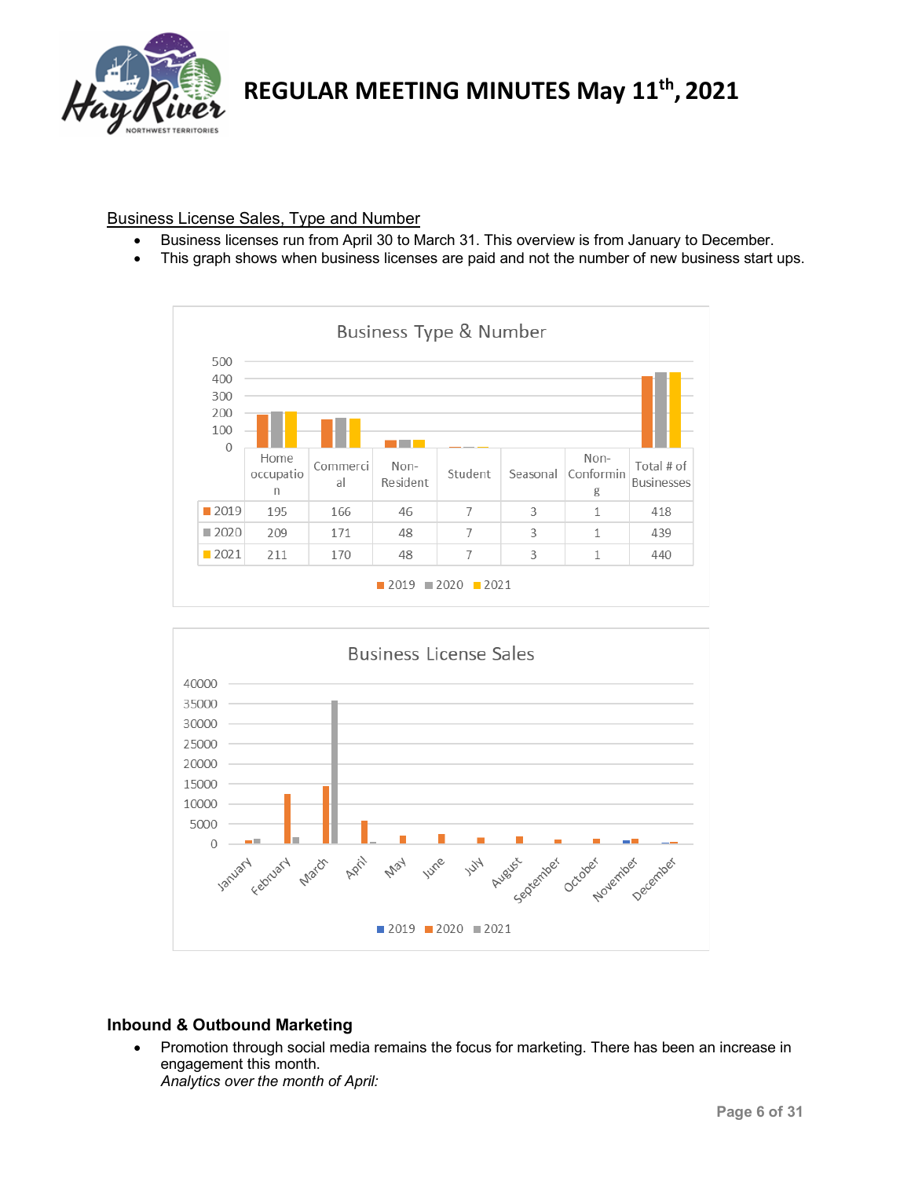Business License Sales, Type and Number

- Business licenses run from April 30 to March 31. This overview is from January to December.
- This graph shows when business licenses are paid and not the number of new business start ups.

**Business Type & Number**

| | Home occupation | Commercial | Non-Resident | Student | Seasonal | Non-Conforming | Total # of Businesses |
|---|---|---|---|---|---|---|---|
| 2019 | 195 | 166 | 46 | 7 | 3 | 1 | 418 |
| 2020 | 209 | 171 | 48 | 7 | 3 | 1 | 439 |
| 2021 | 211 | 170 | 48 | 7 | 3 | 1 | 440 |

**Business License Sales**

## Inbound & Outbound Marketing

- Promotion through social media remains the focus for marketing. There has been an increase in engagement this month.
  *Analytics over the month of April:*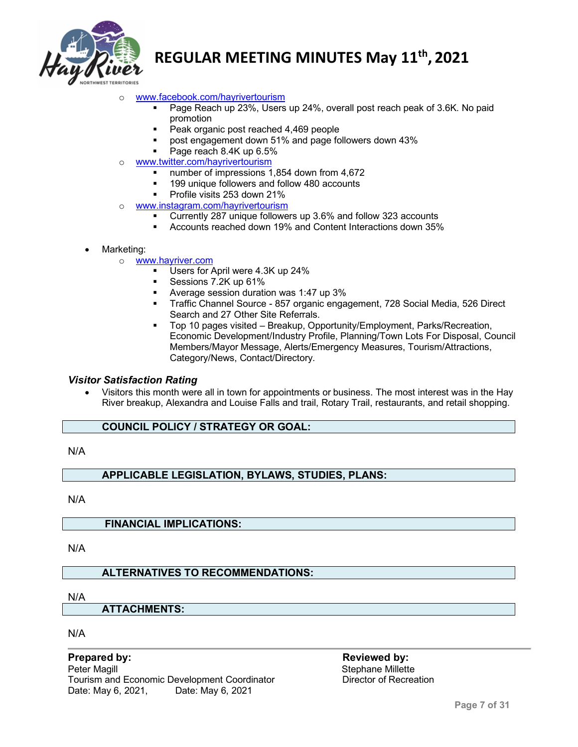- [www.facebook.com/hayrivertourism](http://www.facebook.com/hayrivertourism)
  - Page Reach up 23%, Users up 24%, overall post reach peak of 3.6K. No paid promotion
  - Peak organic post reached 4,469 people
  - post engagement down 51% and page followers down 43%
  - Page reach 8.4K up 6.5%
- [www.twitter.com/hayrivertourism](http://www.twitter.com/hayrivertourism)
  - number of impressions 1,854 down from 4,672
  - 199 unique followers and follow 480 accounts
  - Profile visits 253 down 21%
- [www.instagram.com/hayrivertourism](http://www.instagram.com/hayrivertourism)
  - Currently 287 unique followers up 3.6% and follow 323 accounts
  - Accounts reached down 19% and Content Interactions down 35%

- Marketing:
  - [www.hayriver.com](http://www.hayriver.com)
    - Users for April were 4.3K up 24%
    - Sessions 7.2K up 61%
    - Average session duration was 1:47 up 3%
    - Traffic Channel Source - 857 organic engagement, 728 Social Media, 526 Direct Search and 27 Other Site Referrals.
    - Top 10 pages visited – Breakup, Opportunity/Employment, Parks/Recreation, Economic Development/Industry Profile, Planning/Town Lots For Disposal, Council Members/Mayor Message, Alerts/Emergency Measures, Tourism/Attractions, Category/News, Contact/Directory.

***Visitor Satisfaction Rating***

- Visitors this month were all in town for appointments or business. The most interest was in the Hay River breakup, Alexandra and Louise Falls and trail, Rotary Trail, restaurants, and retail shopping.

## COUNCIL POLICY / STRATEGY OR GOAL:

N/A

## APPLICABLE LEGISLATION, BYLAWS, STUDIES, PLANS:

N/A

## FINANCIAL IMPLICATIONS:

N/A

## ALTERNATIVES TO RECOMMENDATIONS:

N/A

## ATTACHMENTS:

N/A

**Prepared by:**
Peter Magill
Tourism and Economic Development Coordinator
Date: May 6, 2021,

**Reviewed by:**
Stephane Millette
Director of Recreation
Date: May 6, 2021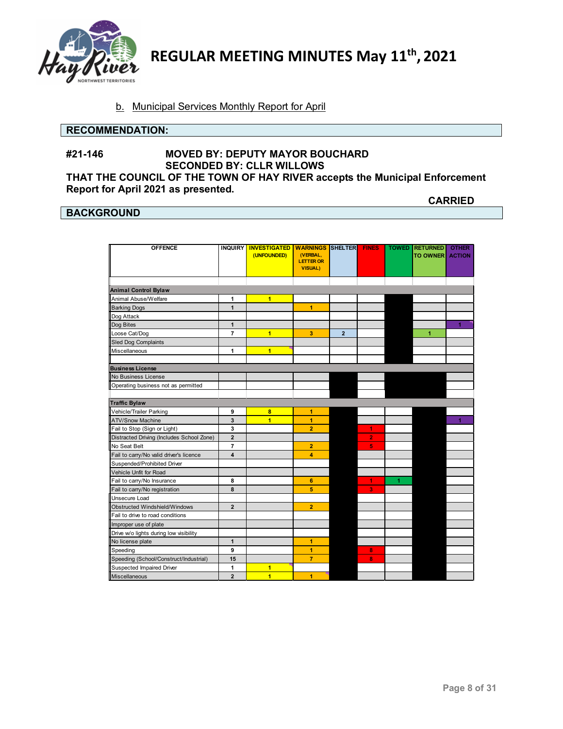# REGULAR MEETING MINUTES May 11th, 2021

b. Municipal Services Monthly Report for April

## RECOMMENDATION:

**#21-146 MOVED BY: DEPUTY MAYOR BOUCHARD**
**SECONDED BY: CLLR WILLOWS**

**THAT THE COUNCIL OF THE TOWN OF HAY RIVER accepts the Municipal Enforcement Report for April 2021 as presented.**

**CARRIED**

## BACKGROUND

| OFFENCE | INQUIRY | INVESTIGATED (UNFOUNDED) | WARNINGS (VERBAL, LETTER OR VISUAL) | SHELTER | FINES | TOWED | RETURNED TO OWNER | OTHER ACTION |
|---|---|---|---|---|---|---|---|---|
| **Animal Control Bylaw** | | | | | | | | |
| Animal Abuse/Welfare | 1 | 1 | | | | | | |
| Barking Dogs | 1 | | 1 | | | | | |
| Dog Attack | | | | | | | | |
| Dog Bites | 1 | | | | | | | 1 |
| Loose Cat/Dog | 7 | 1 | 3 | 2 | | | 1 | |
| Sled Dog Complaints | | | | | | | | |
| Miscellaneous | 1 | 1 | | | | | | |
| **Business License** | | | | | | | | |
| No Business License | | | | | | | | |
| Operating business not as permitted | | | | | | | | |
| **Traffic Bylaw** | | | | | | | | |
| Vehicle/Trailer Parking | 9 | 8 | 1 | | | | | |
| ATV/Snow Machine | 3 | 1 | 1 | | | | | 1 |
| Fail to Stop (Sign or Light) | 3 | | 2 | | 1 | | | |
| Distracted Driving (Includes School Zone) | 2 | | | | 2 | | | |
| No Seat Belt | 7 | | 2 | | 5 | | | |
| Fail to carry/No valid driver's licence | 4 | | 4 | | | | | |
| Suspended/Prohibited Driver | | | | | | | | |
| Vehicle Unfit for Road | | | | | | | | |
| Fail to carry/No Insurance | 8 | | 6 | | 1 | 1 | | |
| Fail to carry/No registration | 8 | | 5 | | 3 | | | |
| Unsecure Load | | | | | | | | |
| Obstructed Windshield/Windows | 2 | | 2 | | | | | |
| Fail to drive to road conditions | | | | | | | | |
| Improper use of plate | | | | | | | | |
| Drive w/o lights during low visibility | | | | | | | | |
| No license plate | 1 | | 1 | | | | | |
| Speeding | 9 | | 1 | | 8 | | | |
| Speeding (School/Construct/Industrial) | 15 | | 7 | | 8 | | | |
| Suspected Impaired Driver | 1 | 1 | | | | | | |
| Miscellaneous | 2 | 1 | 1 | | | | | |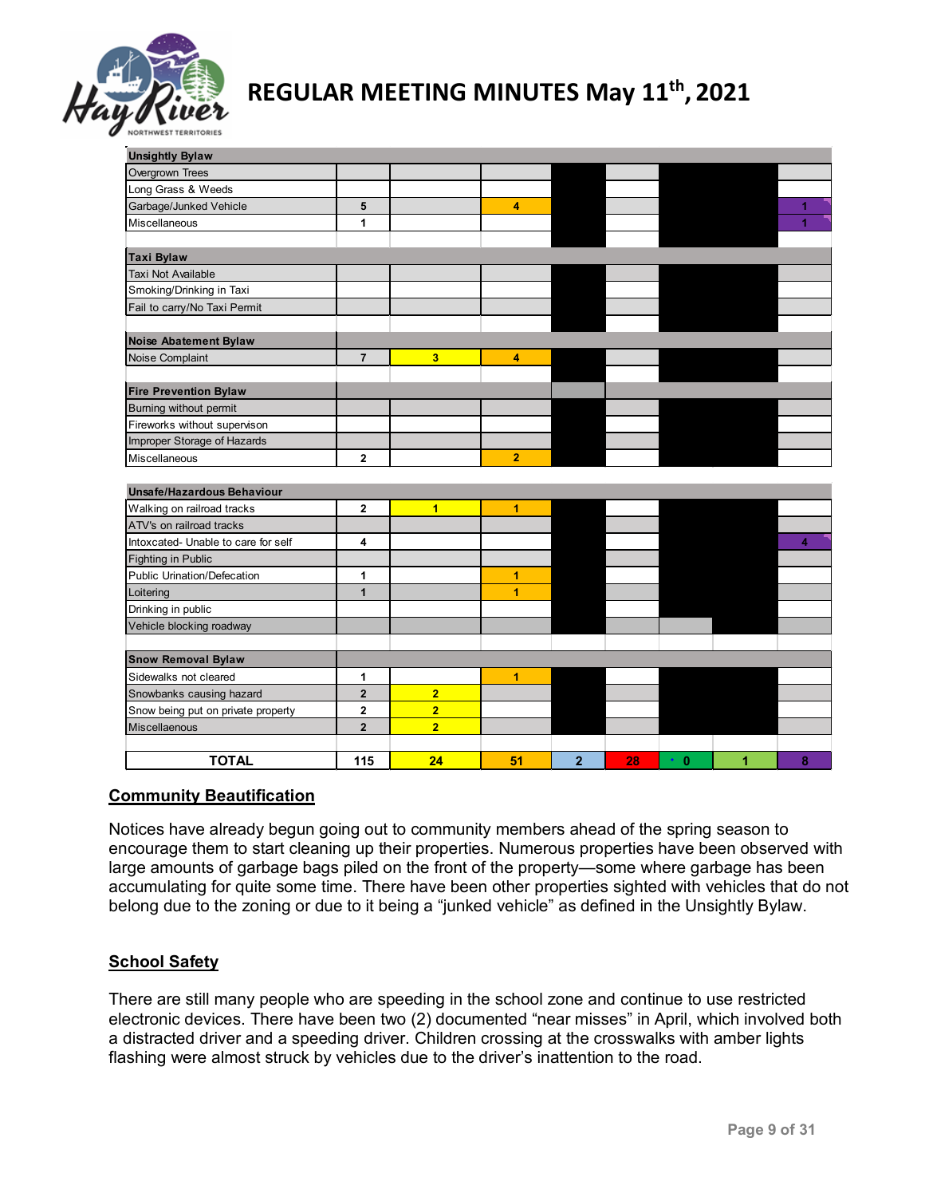| Unsightly Bylaw | | | | | | | | |
|---|---|---|---|---|---|---|---|---|
| Overgrown Trees | | | | | | | | |
| Long Grass & Weeds | | | | | | | | |
| Garbage/Junked Vehicle | 5 | | 4 | | | | | 1 |
| Miscellaneous | 1 | | | | | | | 1 |
| | | | | | | | | |
| **Taxi Bylaw** | | | | | | | | |
| Taxi Not Available | | | | | | | | |
| Smoking/Drinking in Taxi | | | | | | | | |
| Fail to carry/No Taxi Permit | | | | | | | | |
| | | | | | | | | |
| **Noise Abatement Bylaw** | | | | | | | | |
| Noise Complaint | 7 | 3 | 4 | | | | | |
| | | | | | | | | |
| **Fire Prevention Bylaw** | | | | | | | | |
| Burning without permit | | | | | | | | |
| Fireworks without supervison | | | | | | | | |
| Improper Storage of Hazards | | | | | | | | |
| Miscellaneous | 2 | | 2 | | | | | |
| | | | | | | | | |
| **Unsafe/Hazardous Behaviour** | | | | | | | | |
| Walking on railroad tracks | 2 | 1 | 1 | | | | | |
| ATV's on railroad tracks | | | | | | | | |
| Intoxcated- Unable to care for self | 4 | | | | | | | 4 |
| Fighting in Public | | | | | | | | |
| Public Urination/Defecation | 1 | | 1 | | | | | |
| Loitering | 1 | | 1 | | | | | |
| Drinking in public | | | | | | | | |
| Vehicle blocking roadway | | | | | | | | |
| | | | | | | | | |
| **Snow Removal Bylaw** | | | | | | | | |
| Sidewalks not cleared | 1 | | 1 | | | | | |
| Snowbanks causing hazard | 2 | 2 | | | | | | |
| Snow being put on private property | 2 | 2 | | | | | | |
| Miscellaenous | 2 | 2 | | | | | | |
| | | | | | | | | |
| **TOTAL** | **115** | **24** | **51** | **2** | **28** | **0** | **1** | **8** |

## Community Beautification

Notices have already begun going out to community members ahead of the spring season to encourage them to start cleaning up their properties. Numerous properties have been observed with large amounts of garbage bags piled on the front of the property—some where garbage has been accumulating for quite some time. There have been other properties sighted with vehicles that do not belong due to the zoning or due to it being a “junked vehicle” as defined in the Unsightly Bylaw.

## School Safety

There are still many people who are speeding in the school zone and continue to use restricted electronic devices. There have been two (2) documented “near misses” in April, which involved both a distracted driver and a speeding driver. Children crossing at the crosswalks with amber lights flashing were almost struck by vehicles due to the driver’s inattention to the road.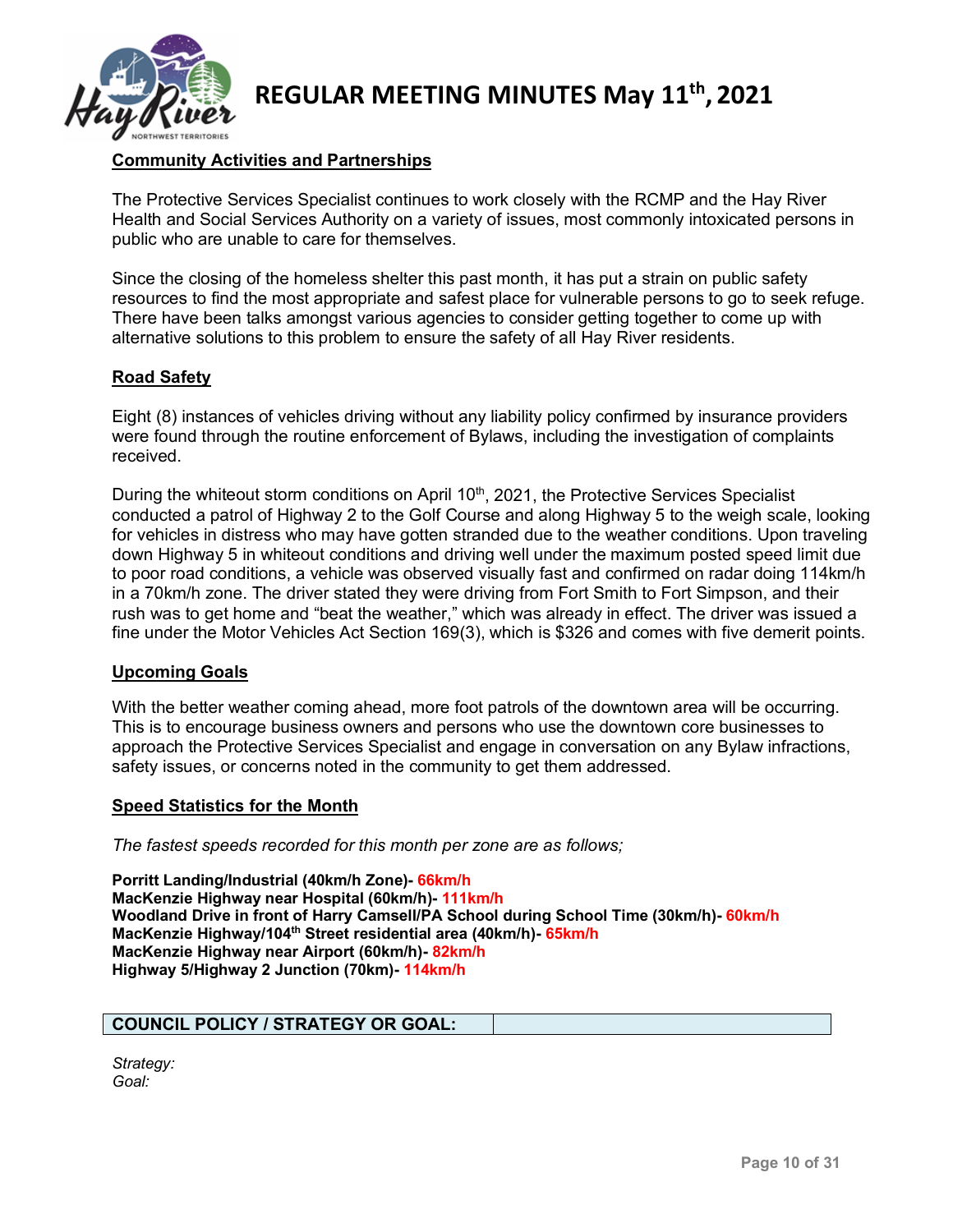## Community Activities and Partnerships

The Protective Services Specialist continues to work closely with the RCMP and the Hay River Health and Social Services Authority on a variety of issues, most commonly intoxicated persons in public who are unable to care for themselves.

Since the closing of the homeless shelter this past month, it has put a strain on public safety resources to find the most appropriate and safest place for vulnerable persons to go to seek refuge. There have been talks amongst various agencies to consider getting together to come up with alternative solutions to this problem to ensure the safety of all Hay River residents.

## Road Safety

Eight (8) instances of vehicles driving without any liability policy confirmed by insurance providers were found through the routine enforcement of Bylaws, including the investigation of complaints received.

During the whiteout storm conditions on April 10th, 2021, the Protective Services Specialist conducted a patrol of Highway 2 to the Golf Course and along Highway 5 to the weigh scale, looking for vehicles in distress who may have gotten stranded due to the weather conditions. Upon traveling down Highway 5 in whiteout conditions and driving well under the maximum posted speed limit due to poor road conditions, a vehicle was observed visually fast and confirmed on radar doing 114km/h in a 70km/h zone. The driver stated they were driving from Fort Smith to Fort Simpson, and their rush was to get home and "beat the weather," which was already in effect. The driver was issued a fine under the Motor Vehicles Act Section 169(3), which is $326 and comes with five demerit points.

## Upcoming Goals

With the better weather coming ahead, more foot patrols of the downtown area will be occurring. This is to encourage business owners and persons who use the downtown core businesses to approach the Protective Services Specialist and engage in conversation on any Bylaw infractions, safety issues, or concerns noted in the community to get them addressed.

## Speed Statistics for the Month

*The fastest speeds recorded for this month per zone are as follows;*

**Porritt Landing/Industrial (40km/h Zone)- 66km/h**
**MacKenzie Highway near Hospital (60km/h)- 111km/h**
**Woodland Drive in front of Harry Camsell/PA School during School Time (30km/h)- 60km/h**
**MacKenzie Highway/104th Street residential area (40km/h)- 65km/h**
**MacKenzie Highway near Airport (60km/h)- 82km/h**
**Highway 5/Highway 2 Junction (70km)- 114km/h**

| COUNCIL POLICY / STRATEGY OR GOAL: | |
|---|---|

*Strategy:*
*Goal:*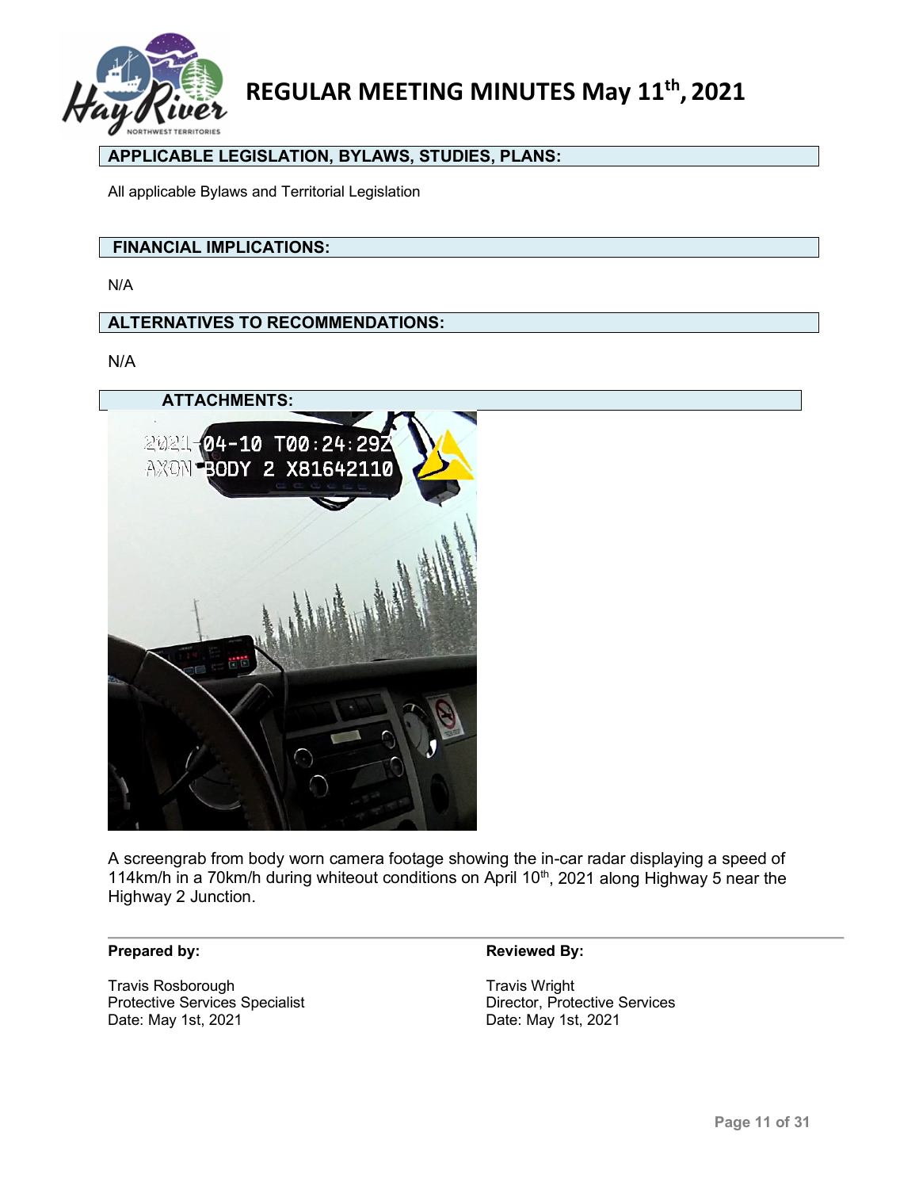## APPLICABLE LEGISLATION, BYLAWS, STUDIES, PLANS:

All applicable Bylaws and Territorial Legislation

## FINANCIAL IMPLICATIONS:

N/A

## ALTERNATIVES TO RECOMMENDATIONS:

N/A

## ATTACHMENTS:

A screengrab from body worn camera footage showing the in-car radar displaying a speed of 114km/h in a 70km/h during whiteout conditions on April 10th, 2021 along Highway 5 near the Highway 2 Junction.

**Prepared by:**

Travis Rosborough
Protective Services Specialist
Date: May 1st, 2021

**Reviewed By:**

Travis Wright
Director, Protective Services
Date: May 1st, 2021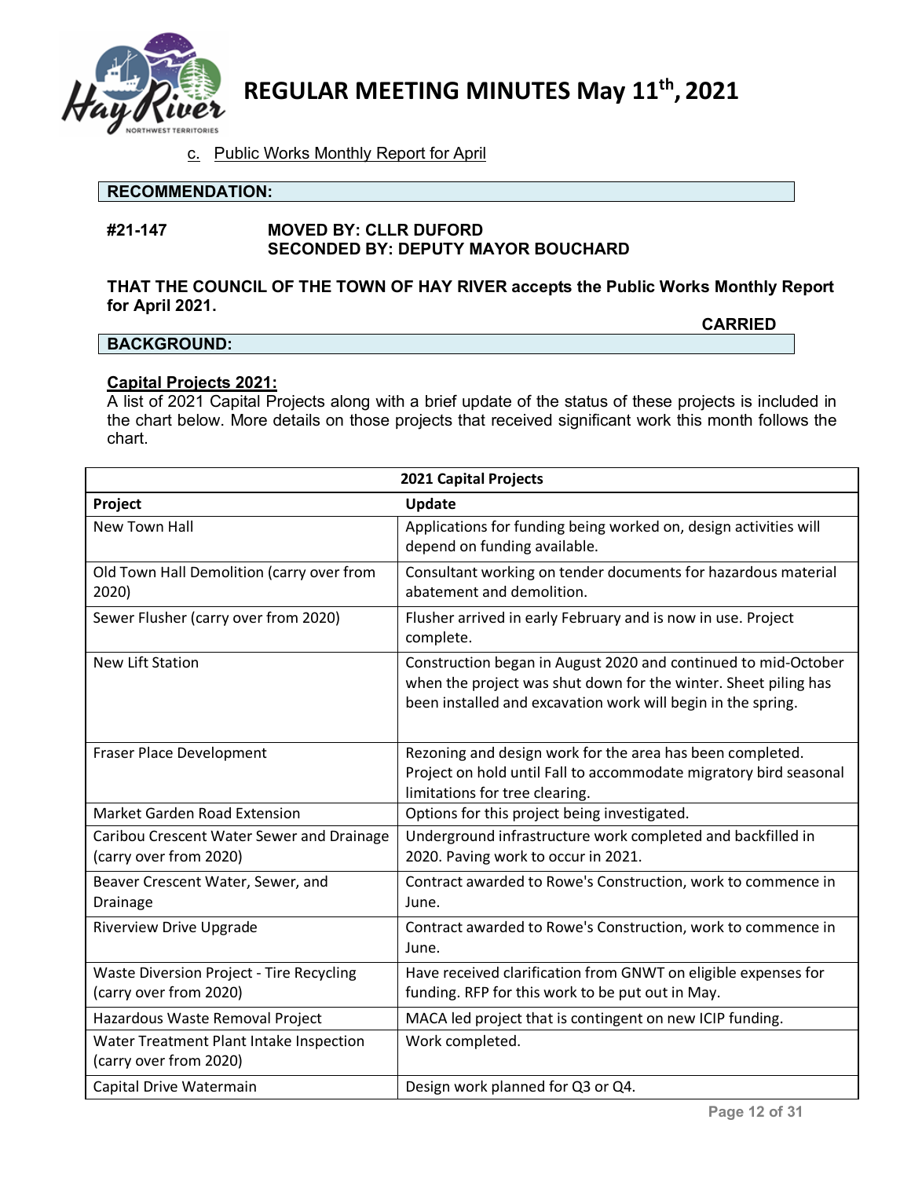c. Public Works Monthly Report for April

**RECOMMENDATION:**

**#21-147 MOVED BY: CLLR DUFORD**
**SECONDED BY: DEPUTY MAYOR BOUCHARD**

**THAT THE COUNCIL OF THE TOWN OF HAY RIVER accepts the Public Works Monthly Report for April 2021.**

**CARRIED**

**BACKGROUND:**

**Capital Projects 2021:**
A list of 2021 Capital Projects along with a brief update of the status of these projects is included in the chart below. More details on those projects that received significant work this month follows the chart.

| **2021 Capital Projects** | |
|---|---|
| **Project** | **Update** |
| New Town Hall | Applications for funding being worked on, design activities will depend on funding available. |
| Old Town Hall Demolition (carry over from 2020) | Consultant working on tender documents for hazardous material abatement and demolition. |
| Sewer Flusher (carry over from 2020) | Flusher arrived in early February and is now in use. Project complete. |
| New Lift Station | Construction began in August 2020 and continued to mid-October when the project was shut down for the winter. Sheet piling has been installed and excavation work will begin in the spring. |
| Fraser Place Development | Rezoning and design work for the area has been completed. Project on hold until Fall to accommodate migratory bird seasonal limitations for tree clearing. |
| Market Garden Road Extension | Options for this project being investigated. |
| Caribou Crescent Water Sewer and Drainage (carry over from 2020) | Underground infrastructure work completed and backfilled in 2020. Paving work to occur in 2021. |
| Beaver Crescent Water, Sewer, and Drainage | Contract awarded to Rowe's Construction, work to commence in June. |
| Riverview Drive Upgrade | Contract awarded to Rowe's Construction, work to commence in June. |
| Waste Diversion Project - Tire Recycling (carry over from 2020) | Have received clarification from GNWT on eligible expenses for funding. RFP for this work to be put out in May. |
| Hazardous Waste Removal Project | MACA led project that is contingent on new ICIP funding. |
| Water Treatment Plant Intake Inspection (carry over from 2020) | Work completed. |
| Capital Drive Watermain | Design work planned for Q3 or Q4. |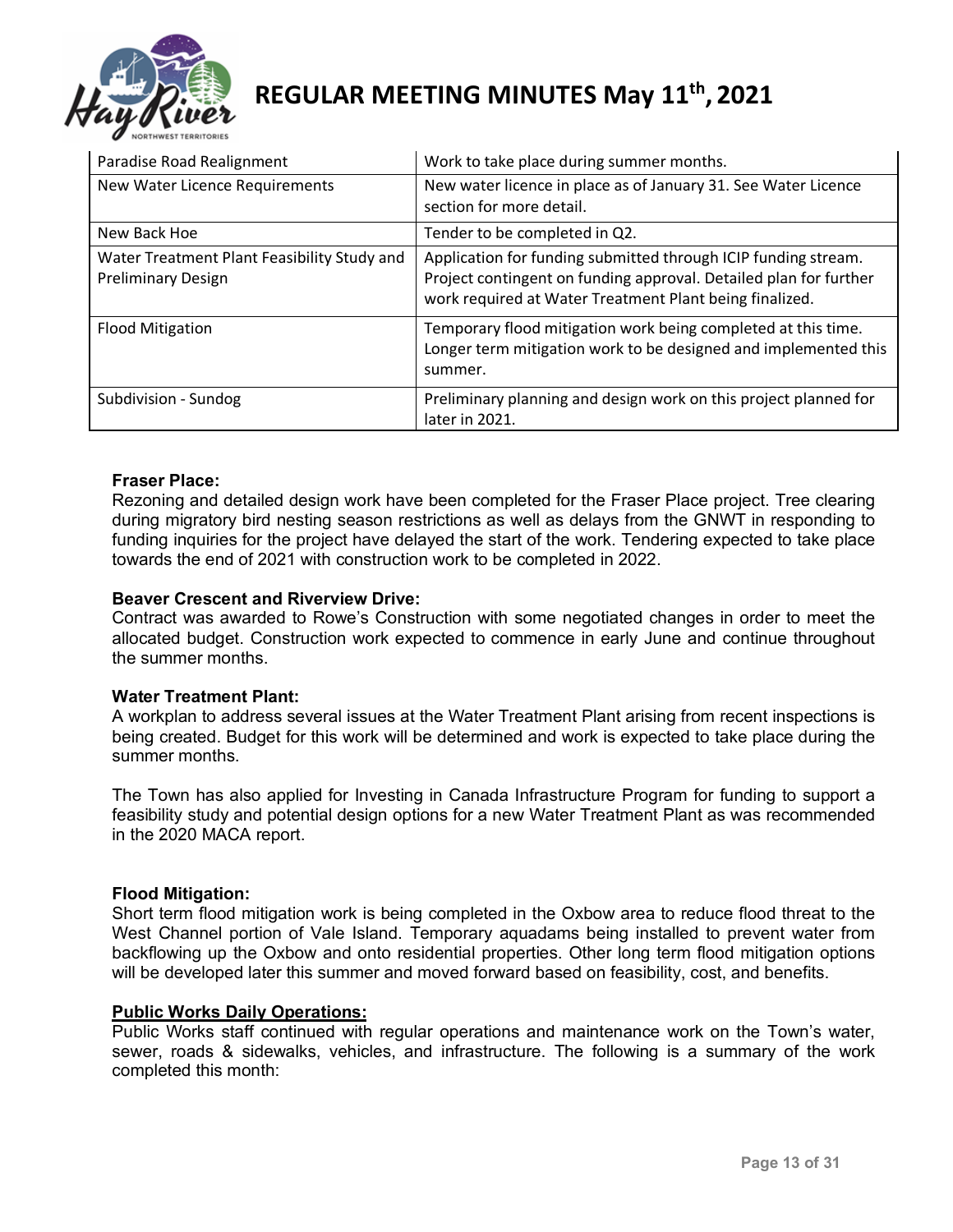| Paradise Road Realignment | Work to take place during summer months. |
|---|---|
| New Water Licence Requirements | New water licence in place as of January 31. See Water Licence section for more detail. |
| New Back Hoe | Tender to be completed in Q2. |
| Water Treatment Plant Feasibility Study and Preliminary Design | Application for funding submitted through ICIP funding stream. Project contingent on funding approval. Detailed plan for further work required at Water Treatment Plant being finalized. |
| Flood Mitigation | Temporary flood mitigation work being completed at this time. Longer term mitigation work to be designed and implemented this summer. |
| Subdivision - Sundog | Preliminary planning and design work on this project planned for later in 2021. |

**Fraser Place:**
Rezoning and detailed design work have been completed for the Fraser Place project. Tree clearing during migratory bird nesting season restrictions as well as delays from the GNWT in responding to funding inquiries for the project have delayed the start of the work. Tendering expected to take place towards the end of 2021 with construction work to be completed in 2022.

**Beaver Crescent and Riverview Drive:**
Contract was awarded to Rowe's Construction with some negotiated changes in order to meet the allocated budget. Construction work expected to commence in early June and continue throughout the summer months.

**Water Treatment Plant:**
A workplan to address several issues at the Water Treatment Plant arising from recent inspections is being created. Budget for this work will be determined and work is expected to take place during the summer months.

The Town has also applied for Investing in Canada Infrastructure Program for funding to support a feasibility study and potential design options for a new Water Treatment Plant as was recommended in the 2020 MACA report.

**Flood Mitigation:**
Short term flood mitigation work is being completed in the Oxbow area to reduce flood threat to the West Channel portion of Vale Island. Temporary aquadams being installed to prevent water from backflowing up the Oxbow and onto residential properties. Other long term flood mitigation options will be developed later this summer and moved forward based on feasibility, cost, and benefits.

**Public Works Daily Operations:**
Public Works staff continued with regular operations and maintenance work on the Town's water, sewer, roads & sidewalks, vehicles, and infrastructure. The following is a summary of the work completed this month: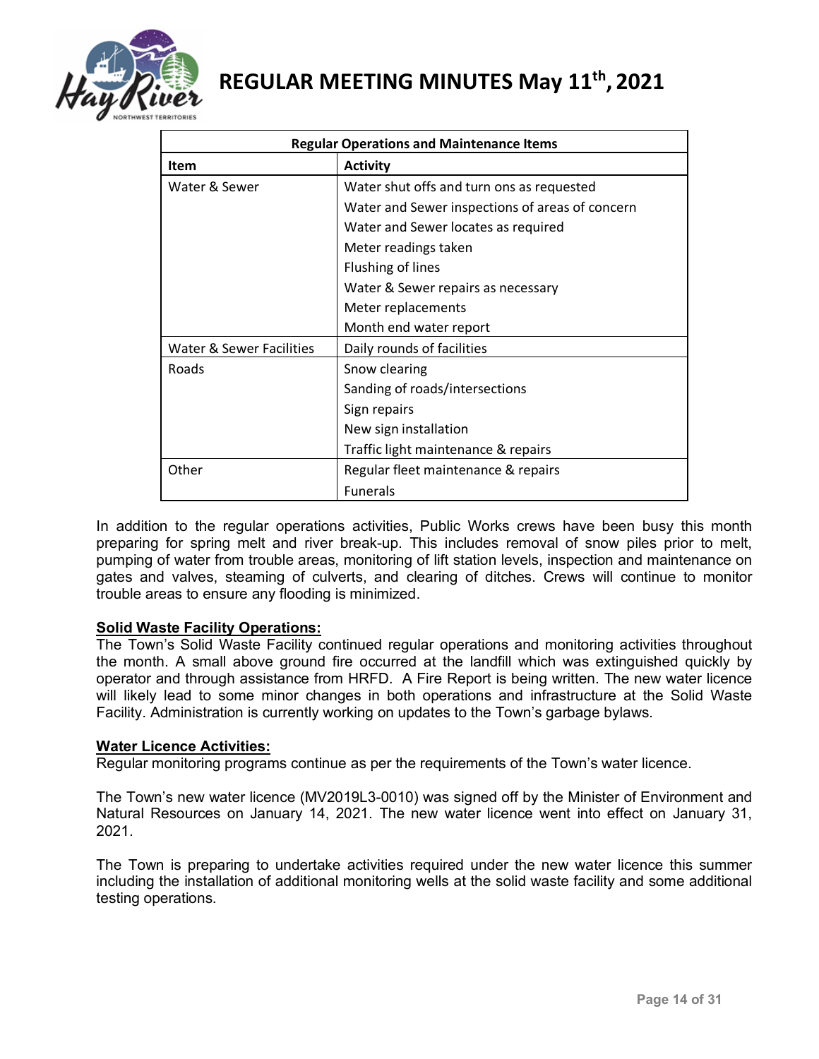| Regular Operations and Maintenance Items | |
|---|---|
| **Item** | **Activity** |
| Water & Sewer | Water shut offs and turn ons as requested<br>Water and Sewer inspections of areas of concern<br>Water and Sewer locates as required<br>Meter readings taken<br>Flushing of lines<br>Water & Sewer repairs as necessary<br>Meter replacements<br>Month end water report |
| Water & Sewer Facilities | Daily rounds of facilities |
| Roads | Snow clearing<br>Sanding of roads/intersections<br>Sign repairs<br>New sign installation<br>Traffic light maintenance & repairs |
| Other | Regular fleet maintenance & repairs<br>Funerals |

In addition to the regular operations activities, Public Works crews have been busy this month preparing for spring melt and river break-up. This includes removal of snow piles prior to melt, pumping of water from trouble areas, monitoring of lift station levels, inspection and maintenance on gates and valves, steaming of culverts, and clearing of ditches. Crews will continue to monitor trouble areas to ensure any flooding is minimized.

**Solid Waste Facility Operations:**

The Town's Solid Waste Facility continued regular operations and monitoring activities throughout the month. A small above ground fire occurred at the landfill which was extinguished quickly by operator and through assistance from HRFD. A Fire Report is being written. The new water licence will likely lead to some minor changes in both operations and infrastructure at the Solid Waste Facility. Administration is currently working on updates to the Town's garbage bylaws.

**Water Licence Activities:**

Regular monitoring programs continue as per the requirements of the Town's water licence.

The Town's new water licence (MV2019L3-0010) was signed off by the Minister of Environment and Natural Resources on January 14, 2021. The new water licence went into effect on January 31, 2021.

The Town is preparing to undertake activities required under the new water licence this summer including the installation of additional monitoring wells at the solid waste facility and some additional testing operations.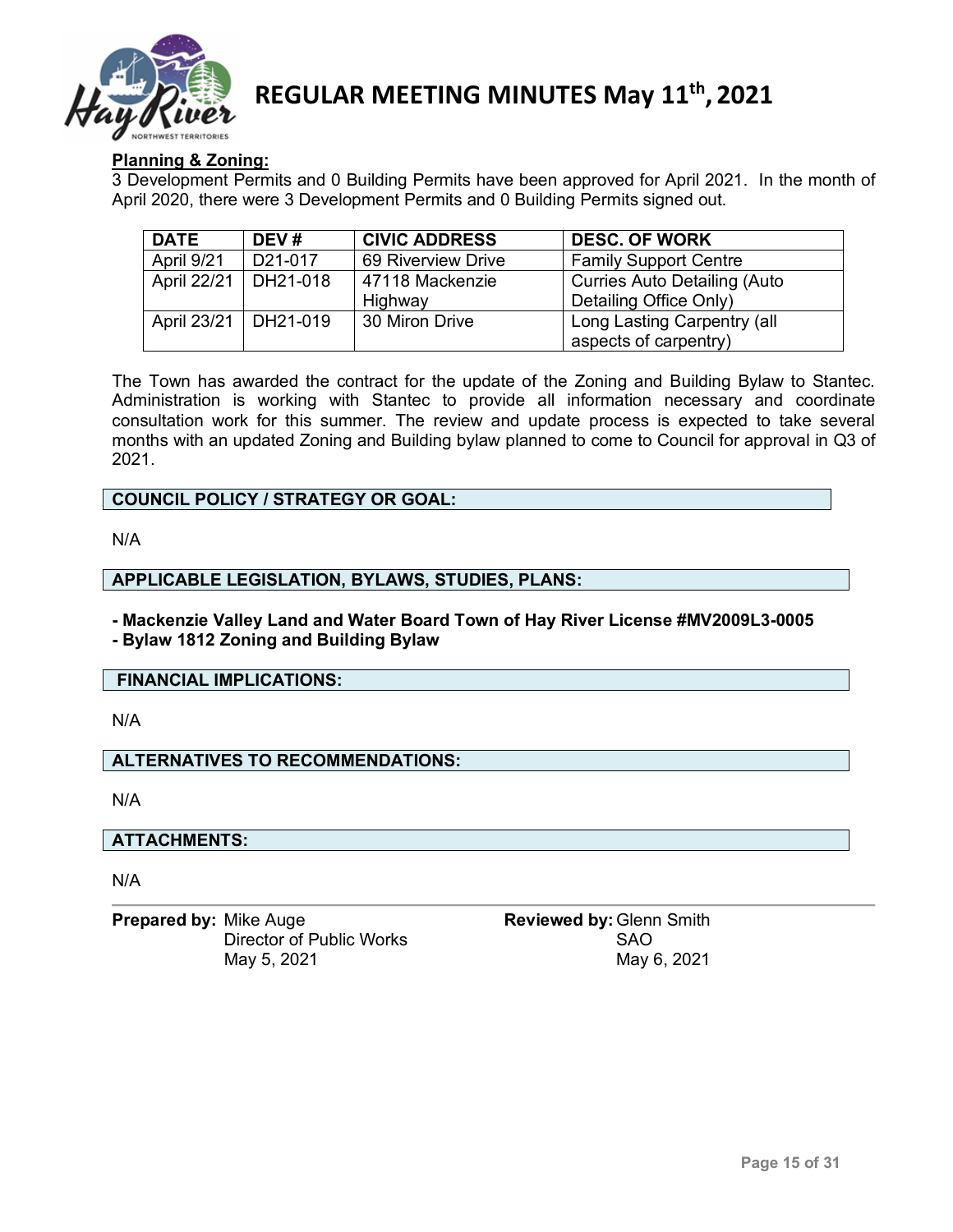**Planning & Zoning:**

3 Development Permits and 0 Building Permits have been approved for April 2021. In the month of April 2020, there were 3 Development Permits and 0 Building Permits signed out.

| DATE | DEV # | CIVIC ADDRESS | DESC. OF WORK |
|---|---|---|---|
| April 9/21 | D21-017 | 69 Riverview Drive | Family Support Centre |
| April 22/21 | DH21-018 | 47118 Mackenzie Highway | Curries Auto Detailing (Auto Detailing Office Only) |
| April 23/21 | DH21-019 | 30 Miron Drive | Long Lasting Carpentry (all aspects of carpentry) |

The Town has awarded the contract for the update of the Zoning and Building Bylaw to Stantec. Administration is working with Stantec to provide all information necessary and coordinate consultation work for this summer. The review and update process is expected to take several months with an updated Zoning and Building bylaw planned to come to Council for approval in Q3 of 2021.

## COUNCIL POLICY / STRATEGY OR GOAL:

N/A

## APPLICABLE LEGISLATION, BYLAWS, STUDIES, PLANS:

**- Mackenzie Valley Land and Water Board Town of Hay River License #MV2009L3-0005**
**- Bylaw 1812 Zoning and Building Bylaw**

## FINANCIAL IMPLICATIONS:

N/A

## ALTERNATIVES TO RECOMMENDATIONS:

N/A

## ATTACHMENTS:

N/A

---

**Prepared by:** Mike Auge
Director of Public Works
May 5, 2021

**Reviewed by:** Glenn Smith
SAO
May 6, 2021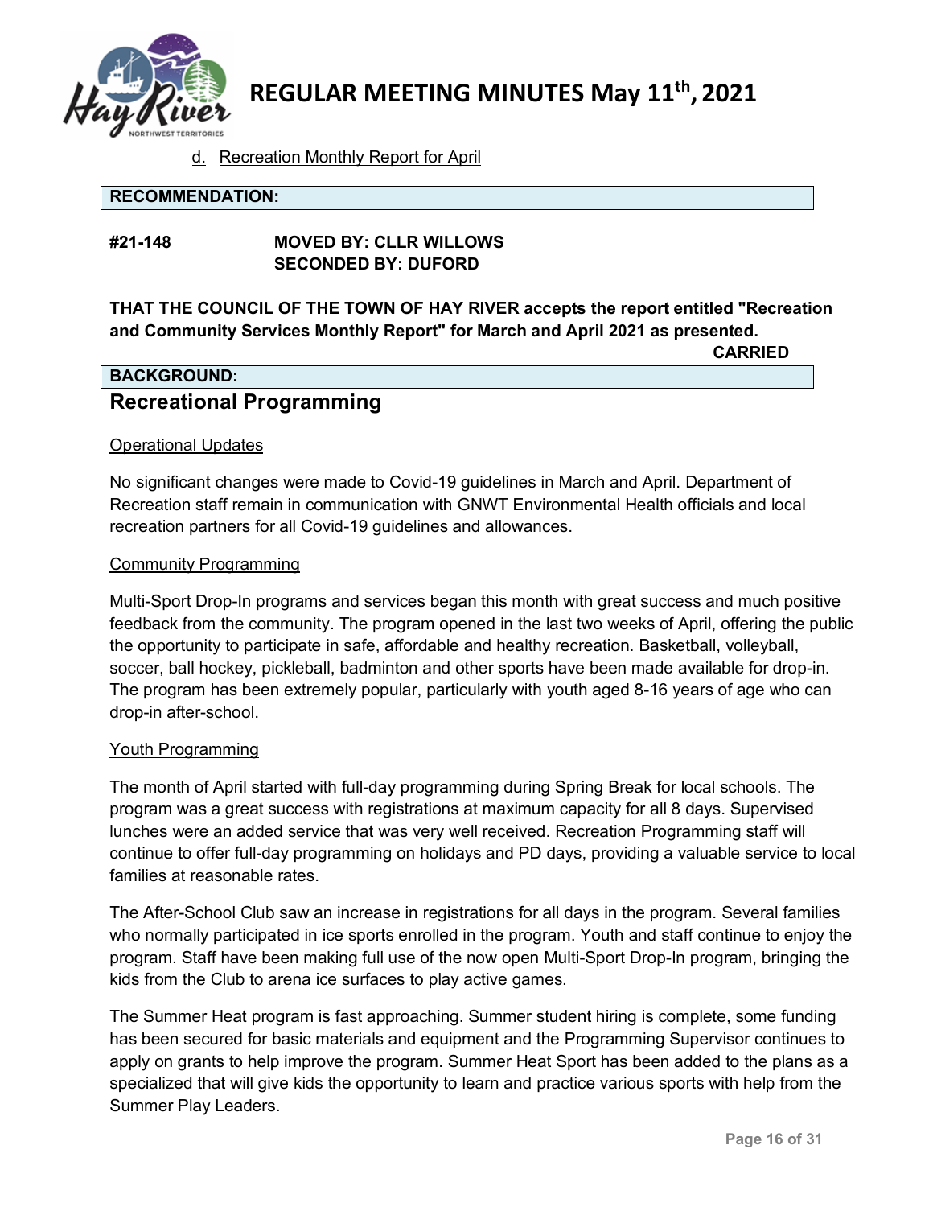d. Recreation Monthly Report for April

**RECOMMENDATION:**

**#21-148 MOVED BY: CLLR WILLOWS**
**SECONDED BY: DUFORD**

**THAT THE COUNCIL OF THE TOWN OF HAY RIVER accepts the report entitled "Recreation and Community Services Monthly Report" for March and April 2021 as presented.**

**CARRIED**

**BACKGROUND:**

## Recreational Programming

Operational Updates

No significant changes were made to Covid-19 guidelines in March and April. Department of Recreation staff remain in communication with GNWT Environmental Health officials and local recreation partners for all Covid-19 guidelines and allowances.

Community Programming

Multi-Sport Drop-In programs and services began this month with great success and much positive feedback from the community. The program opened in the last two weeks of April, offering the public the opportunity to participate in safe, affordable and healthy recreation. Basketball, volleyball, soccer, ball hockey, pickleball, badminton and other sports have been made available for drop-in. The program has been extremely popular, particularly with youth aged 8-16 years of age who can drop-in after-school.

Youth Programming

The month of April started with full-day programming during Spring Break for local schools. The program was a great success with registrations at maximum capacity for all 8 days. Supervised lunches were an added service that was very well received. Recreation Programming staff will continue to offer full-day programming on holidays and PD days, providing a valuable service to local families at reasonable rates.

The After-School Club saw an increase in registrations for all days in the program. Several families who normally participated in ice sports enrolled in the program. Youth and staff continue to enjoy the program. Staff have been making full use of the now open Multi-Sport Drop-In program, bringing the kids from the Club to arena ice surfaces to play active games.

The Summer Heat program is fast approaching. Summer student hiring is complete, some funding has been secured for basic materials and equipment and the Programming Supervisor continues to apply on grants to help improve the program. Summer Heat Sport has been added to the plans as a specialized that will give kids the opportunity to learn and practice various sports with help from the Summer Play Leaders.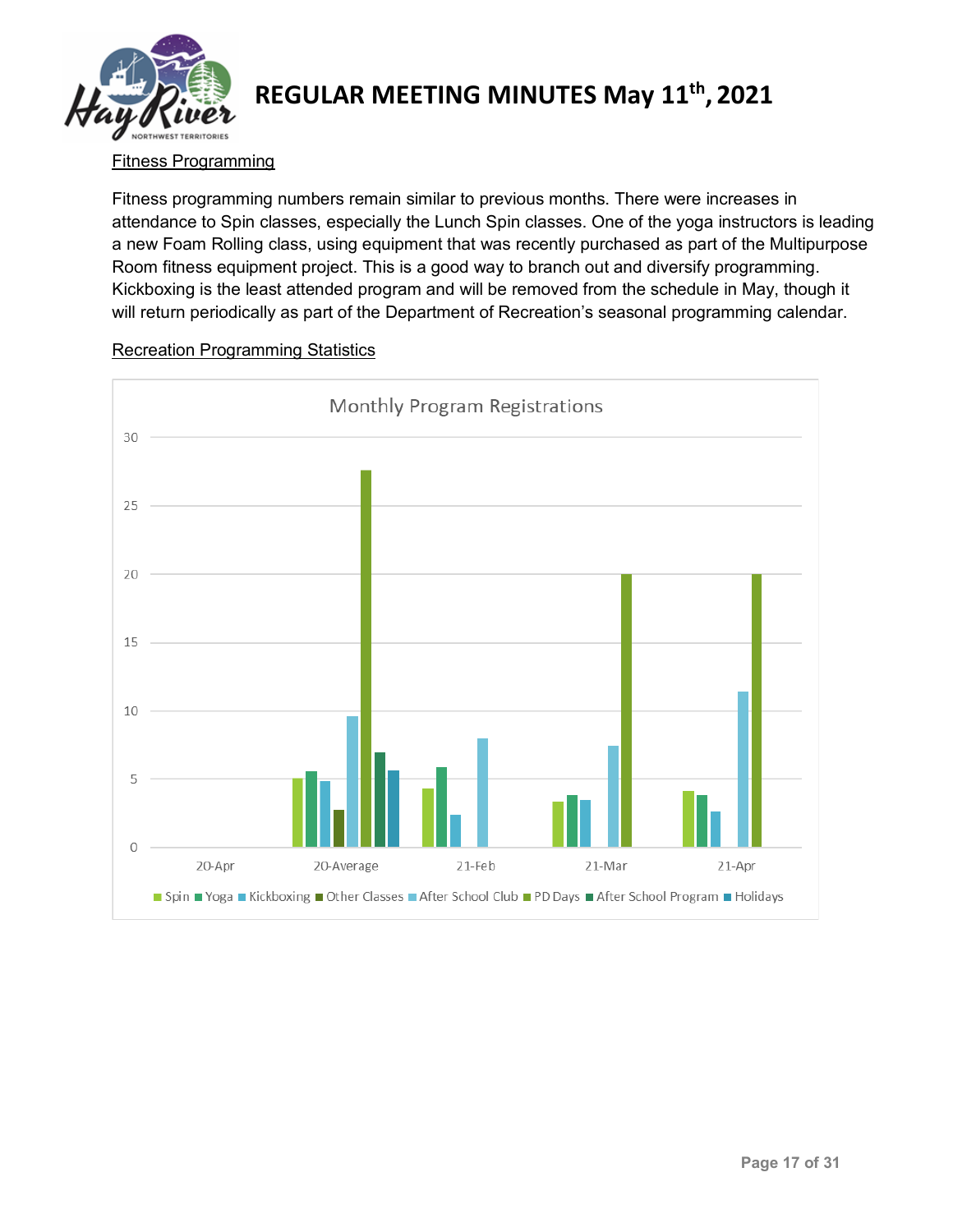# REGULAR MEETING MINUTES May 11th, 2021

Fitness Programming

Fitness programming numbers remain similar to previous months. There were increases in attendance to Spin classes, especially the Lunch Spin classes. One of the yoga instructors is leading a new Foam Rolling class, using equipment that was recently purchased as part of the Multipurpose Room fitness equipment project. This is a good way to branch out and diversify programming. Kickboxing is the least attended program and will be removed from the schedule in May, though it will return periodically as part of the Department of Recreation's seasonal programming calendar.

Recreation Programming Statistics

Monthly Program Registrations

Spin | Yoga | Kickboxing | Other Classes | After School Club | PD Days | After School Program | Holidays

20-Apr | 20-Average | 21-Feb | 21-Mar | 21-Apr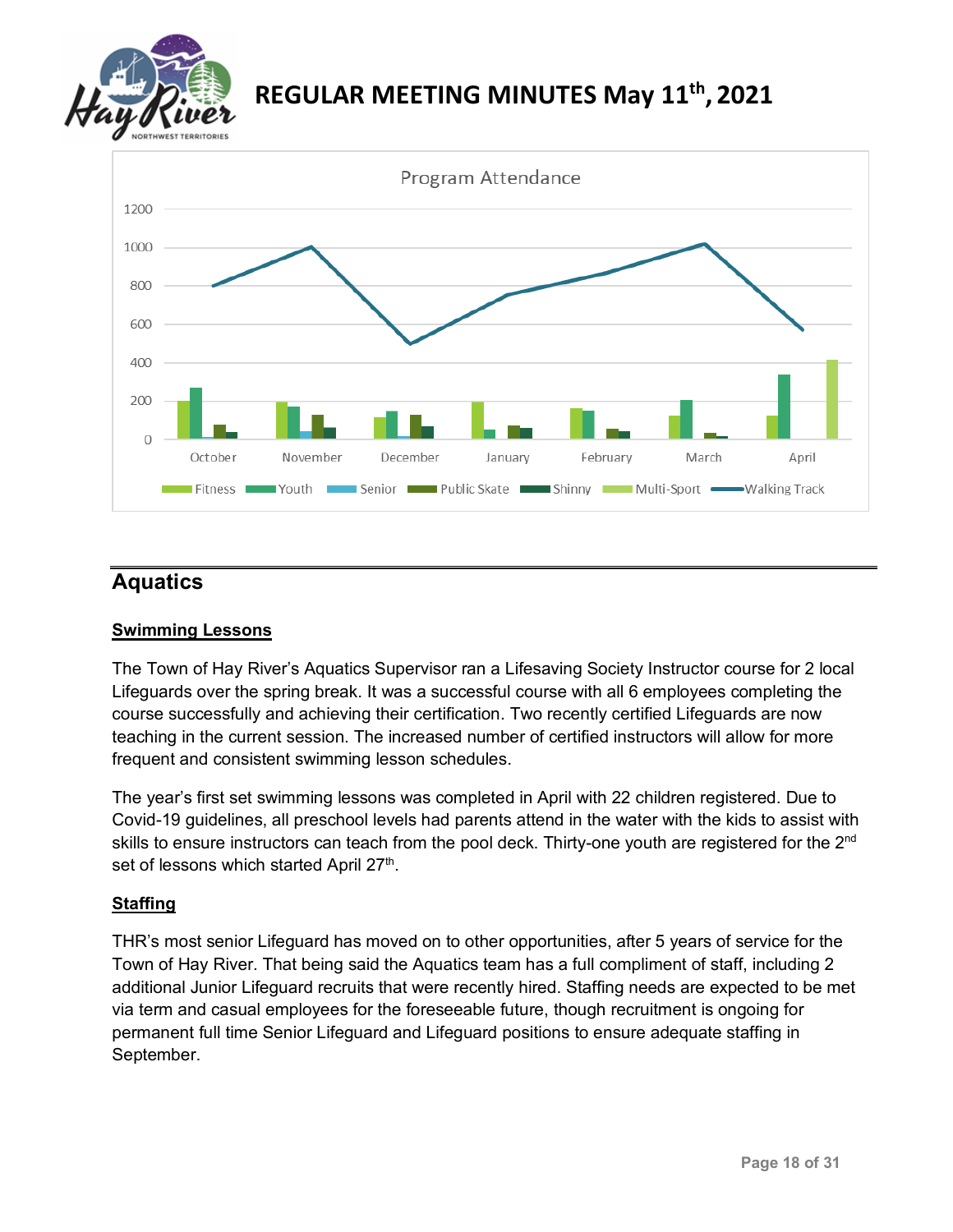Program Attendance

## Aquatics

### Swimming Lessons

The Town of Hay River's Aquatics Supervisor ran a Lifesaving Society Instructor course for 2 local Lifeguards over the spring break. It was a successful course with all 6 employees completing the course successfully and achieving their certification. Two recently certified Lifeguards are now teaching in the current session. The increased number of certified instructors will allow for more frequent and consistent swimming lesson schedules.

The year's first set swimming lessons was completed in April with 22 children registered. Due to Covid-19 guidelines, all preschool levels had parents attend in the water with the kids to assist with skills to ensure instructors can teach from the pool deck. Thirty-one youth are registered for the 2nd set of lessons which started April 27th.

### Staffing

THR's most senior Lifeguard has moved on to other opportunities, after 5 years of service for the Town of Hay River. That being said the Aquatics team has a full compliment of staff, including 2 additional Junior Lifeguard recruits that were recently hired. Staffing needs are expected to be met via term and casual employees for the foreseeable future, though recruitment is ongoing for permanent full time Senior Lifeguard and Lifeguard positions to ensure adequate staffing in September.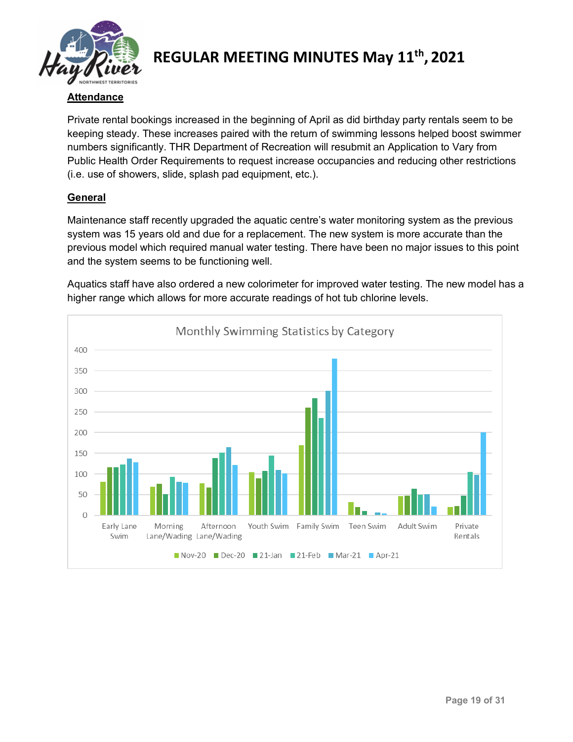# REGULAR MEETING MINUTES May 11th, 2021

**Attendance**

Private rental bookings increased in the beginning of April as did birthday party rentals seem to be keeping steady. These increases paired with the return of swimming lessons helped boost swimmer numbers significantly. THR Department of Recreation will resubmit an Application to Vary from Public Health Order Requirements to request increase occupancies and reducing other restrictions (i.e. use of showers, slide, splash pad equipment, etc.).

**General**

Maintenance staff recently upgraded the aquatic centre's water monitoring system as the previous system was 15 years old and due for a replacement. The new system is more accurate than the previous model which required manual water testing. There have been no major issues to this point and the system seems to be functioning well.

Aquatics staff have also ordered a new colorimeter for improved water testing. The new model has a higher range which allows for more accurate readings of hot tub chlorine levels.

Monthly Swimming Statistics by Category

Categories: Early Lane Swim, Morning Lane/Wading, Afternoon Lane/Wading, Youth Swim, Family Swim, Teen Swim, Adult Swim, Private Rentals

Legend: Nov-20, Dec-20, 21-Jan, 21-Feb, Mar-21, Apr-21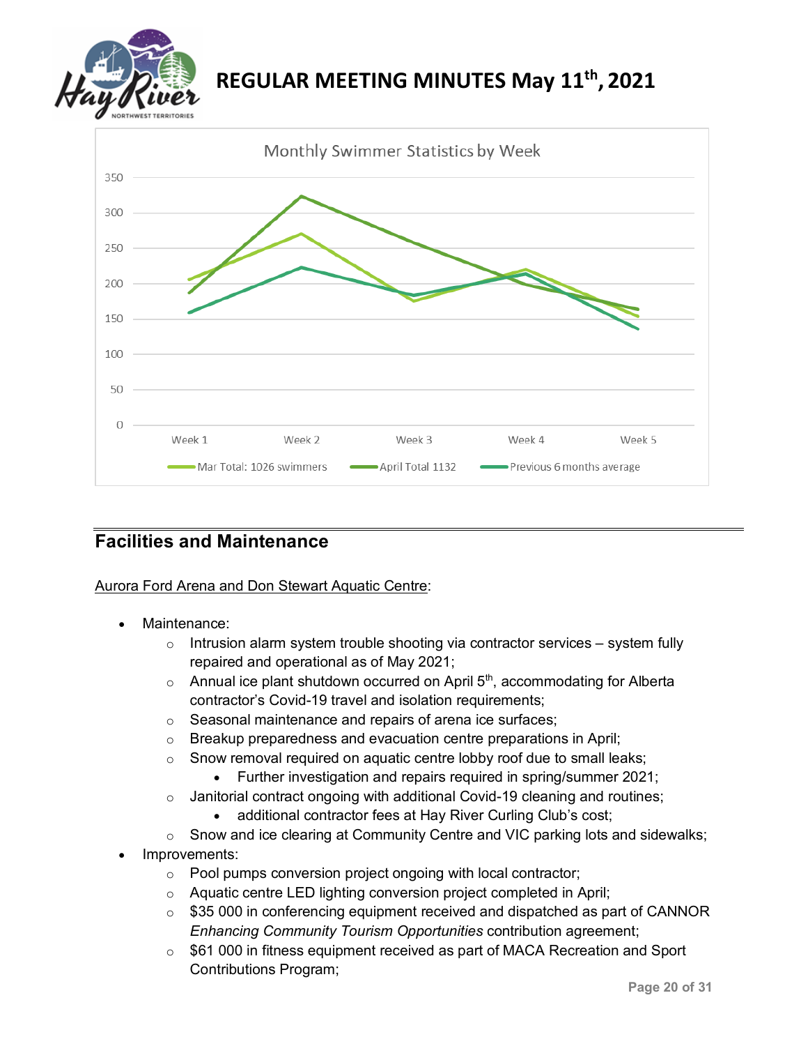Monthly Swimmer Statistics by Week

Mar Total: 1026 swimmers | April Total 1132 | Previous 6 months average

## Facilities and Maintenance

Aurora Ford Arena and Don Stewart Aquatic Centre:

- Maintenance:
  - Intrusion alarm system trouble shooting via contractor services – system fully repaired and operational as of May 2021;
  - Annual ice plant shutdown occurred on April 5th, accommodating for Alberta contractor's Covid-19 travel and isolation requirements;
  - Seasonal maintenance and repairs of arena ice surfaces;
  - Breakup preparedness and evacuation centre preparations in April;
  - Snow removal required on aquatic centre lobby roof due to small leaks;
    - Further investigation and repairs required in spring/summer 2021;
  - Janitorial contract ongoing with additional Covid-19 cleaning and routines;
    - additional contractor fees at Hay River Curling Club's cost;
  - Snow and ice clearing at Community Centre and VIC parking lots and sidewalks;
- Improvements:
  - Pool pumps conversion project ongoing with local contractor;
  - Aquatic centre LED lighting conversion project completed in April;
  - $35 000 in conferencing equipment received and dispatched as part of CANNOR *Enhancing Community Tourism Opportunities* contribution agreement;
  - $61 000 in fitness equipment received as part of MACA Recreation and Sport Contributions Program;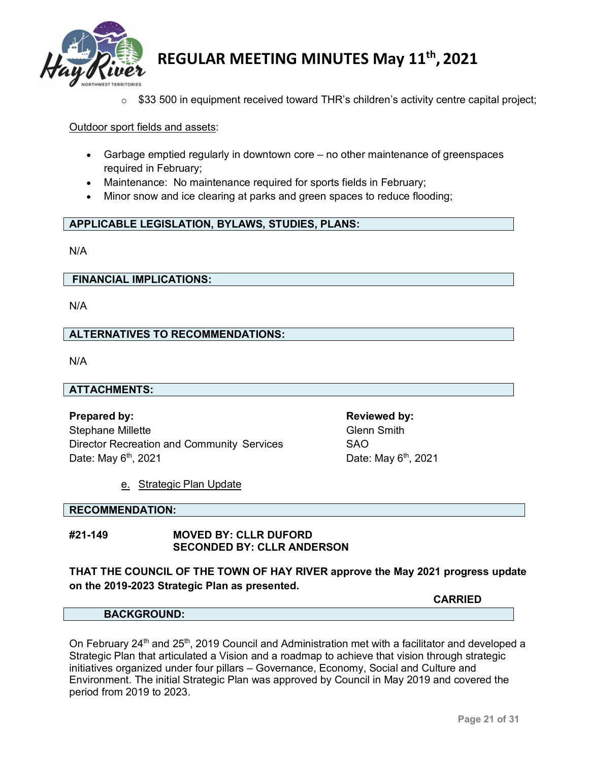- $33 500 in equipment received toward THR's children's activity centre capital project;

Outdoor sport fields and assets:

- Garbage emptied regularly in downtown core – no other maintenance of greenspaces required in February;
- Maintenance: No maintenance required for sports fields in February;
- Minor snow and ice clearing at parks and green spaces to reduce flooding;

**APPLICABLE LEGISLATION, BYLAWS, STUDIES, PLANS:**

N/A

**FINANCIAL IMPLICATIONS:**

N/A

**ALTERNATIVES TO RECOMMENDATIONS:**

N/A

**ATTACHMENTS:**

| **Prepared by:** | **Reviewed by:** |
|---|---|
| Stephane Millette | Glenn Smith |
| Director Recreation and Community Services | SAO |
| Date: May 6th, 2021 | Date: May 6th, 2021 |

e. Strategic Plan Update

**RECOMMENDATION:**

**#21-149** **MOVED BY: CLLR DUFORD**
**SECONDED BY: CLLR ANDERSON**

**THAT THE COUNCIL OF THE TOWN OF HAY RIVER approve the May 2021 progress update on the 2019-2023 Strategic Plan as presented.**

**CARRIED**

**BACKGROUND:**

On February 24th and 25th, 2019 Council and Administration met with a facilitator and developed a Strategic Plan that articulated a Vision and a roadmap to achieve that vision through strategic initiatives organized under four pillars – Governance, Economy, Social and Culture and Environment. The initial Strategic Plan was approved by Council in May 2019 and covered the period from 2019 to 2023.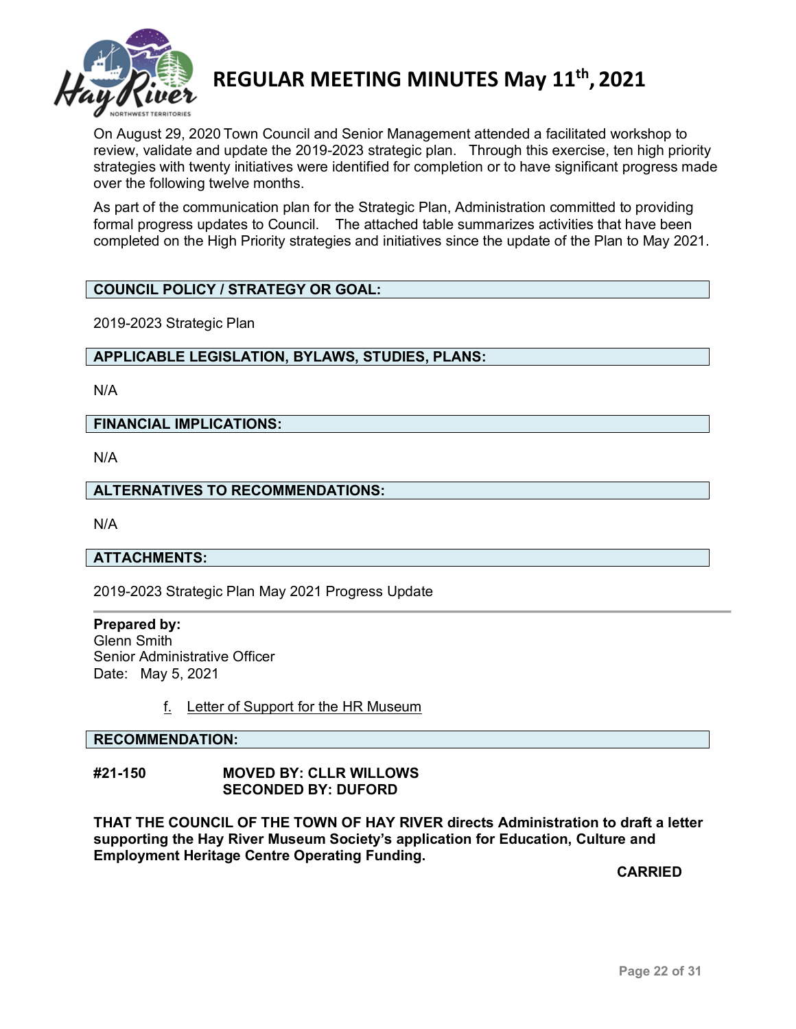On August 29, 2020 Town Council and Senior Management attended a facilitated workshop to review, validate and update the 2019-2023 strategic plan. Through this exercise, ten high priority strategies with twenty initiatives were identified for completion or to have significant progress made over the following twelve months.

As part of the communication plan for the Strategic Plan, Administration committed to providing formal progress updates to Council. The attached table summarizes activities that have been completed on the High Priority strategies and initiatives since the update of the Plan to May 2021.

**COUNCIL POLICY / STRATEGY OR GOAL:**

2019-2023 Strategic Plan

**APPLICABLE LEGISLATION, BYLAWS, STUDIES, PLANS:**

N/A

**FINANCIAL IMPLICATIONS:**

N/A

**ALTERNATIVES TO RECOMMENDATIONS:**

N/A

**ATTACHMENTS:**

2019-2023 Strategic Plan May 2021 Progress Update

---

**Prepared by:**
Glenn Smith
Senior Administrative Officer
Date: May 5, 2021

f. Letter of Support for the HR Museum

**RECOMMENDATION:**

**#21-150 MOVED BY: CLLR WILLOWS**
**SECONDED BY: DUFORD**

**THAT THE COUNCIL OF THE TOWN OF HAY RIVER directs Administration to draft a letter supporting the Hay River Museum Society's application for Education, Culture and Employment Heritage Centre Operating Funding.**

**CARRIED**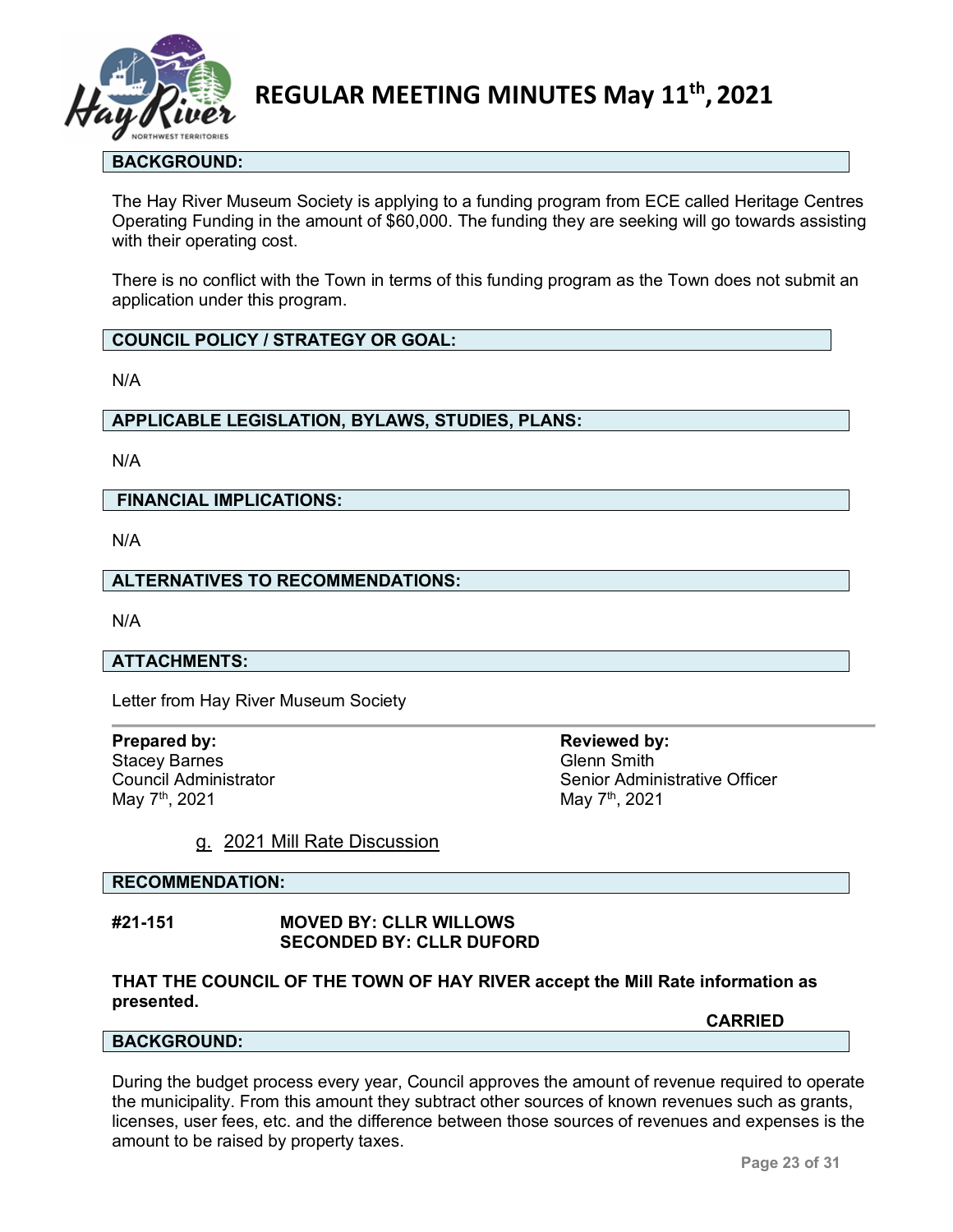**BACKGROUND:**

The Hay River Museum Society is applying to a funding program from ECE called Heritage Centres Operating Funding in the amount of $60,000. The funding they are seeking will go towards assisting with their operating cost.

There is no conflict with the Town in terms of this funding program as the Town does not submit an application under this program.

**COUNCIL POLICY / STRATEGY OR GOAL:**

N/A

**APPLICABLE LEGISLATION, BYLAWS, STUDIES, PLANS:**

N/A

**FINANCIAL IMPLICATIONS:**

N/A

**ALTERNATIVES TO RECOMMENDATIONS:**

N/A

**ATTACHMENTS:**

Letter from Hay River Museum Society

| **Prepared by:** | **Reviewed by:** |
|---|---|
| Stacey Barnes | Glenn Smith |
| Council Administrator | Senior Administrative Officer |
| May 7th, 2021 | May 7th, 2021 |

g. 2021 Mill Rate Discussion

**RECOMMENDATION:**

**#21-151** **MOVED BY: CLLR WILLOWS**
**SECONDED BY: CLLR DUFORD**

**THAT THE COUNCIL OF THE TOWN OF HAY RIVER accept the Mill Rate information as presented.**

**CARRIED**

**BACKGROUND:**

During the budget process every year, Council approves the amount of revenue required to operate the municipality. From this amount they subtract other sources of known revenues such as grants, licenses, user fees, etc. and the difference between those sources of revenues and expenses is the amount to be raised by property taxes.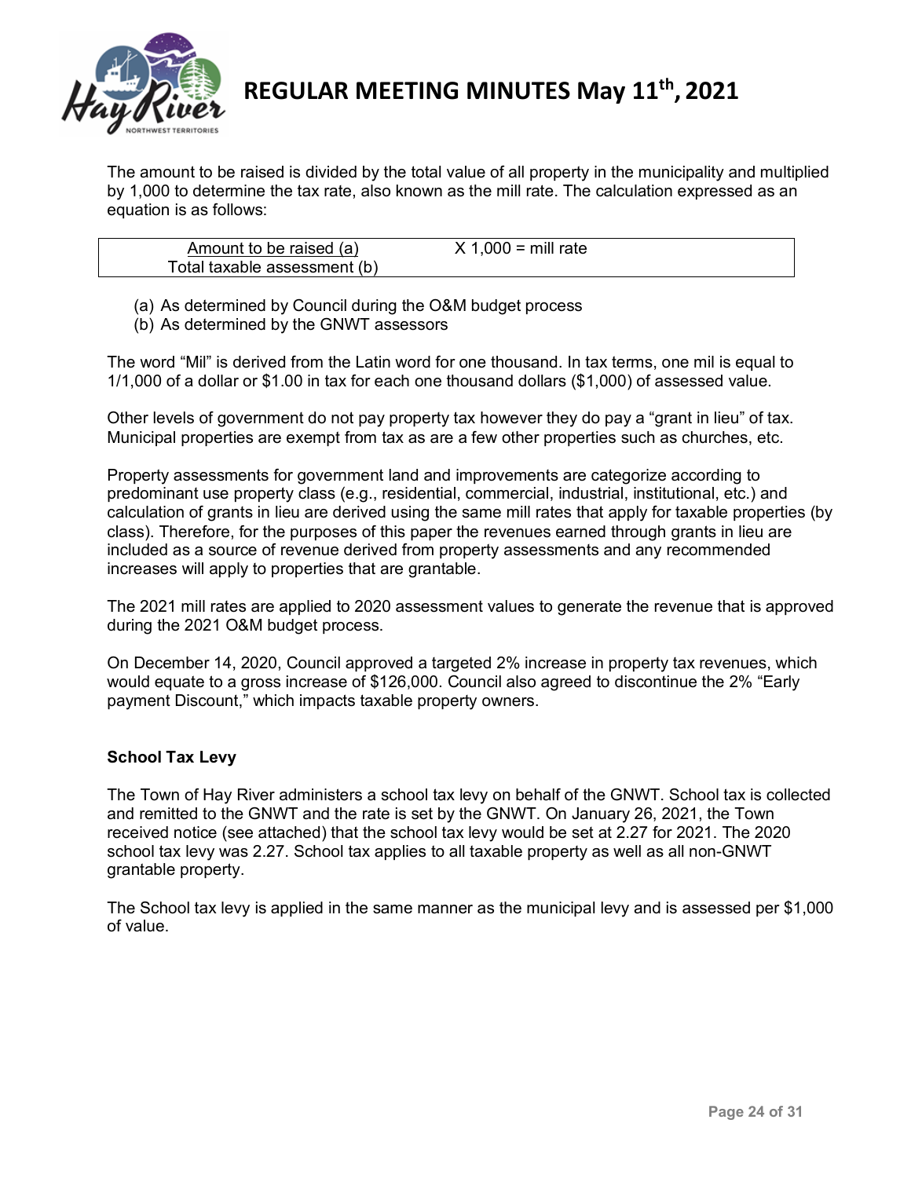The amount to be raised is divided by the total value of all property in the municipality and multiplied by 1,000 to determine the tax rate, also known as the mill rate. The calculation expressed as an equation is as follows:

$$\frac{\text{Amount to be raised (a)}}{\text{Total taxable assessment (b)}} \times 1{,}000 = \text{mill rate}$$

(a) As determined by Council during the O&M budget process
(b) As determined by the GNWT assessors

The word "Mil" is derived from the Latin word for one thousand. In tax terms, one mil is equal to 1/1,000 of a dollar or $1.00 in tax for each one thousand dollars ($1,000) of assessed value.

Other levels of government do not pay property tax however they do pay a "grant in lieu" of tax. Municipal properties are exempt from tax as are a few other properties such as churches, etc.

Property assessments for government land and improvements are categorize according to predominant use property class (e.g., residential, commercial, industrial, institutional, etc.) and calculation of grants in lieu are derived using the same mill rates that apply for taxable properties (by class). Therefore, for the purposes of this paper the revenues earned through grants in lieu are included as a source of revenue derived from property assessments and any recommended increases will apply to properties that are grantable.

The 2021 mill rates are applied to 2020 assessment values to generate the revenue that is approved during the 2021 O&M budget process.

On December 14, 2020, Council approved a targeted 2% increase in property tax revenues, which would equate to a gross increase of $126,000. Council also agreed to discontinue the 2% "Early payment Discount," which impacts taxable property owners.

**School Tax Levy**

The Town of Hay River administers a school tax levy on behalf of the GNWT. School tax is collected and remitted to the GNWT and the rate is set by the GNWT. On January 26, 2021, the Town received notice (see attached) that the school tax levy would be set at 2.27 for 2021. The 2020 school tax levy was 2.27. School tax applies to all taxable property as well as all non-GNWT grantable property.

The School tax levy is applied in the same manner as the municipal levy and is assessed per $1,000 of value.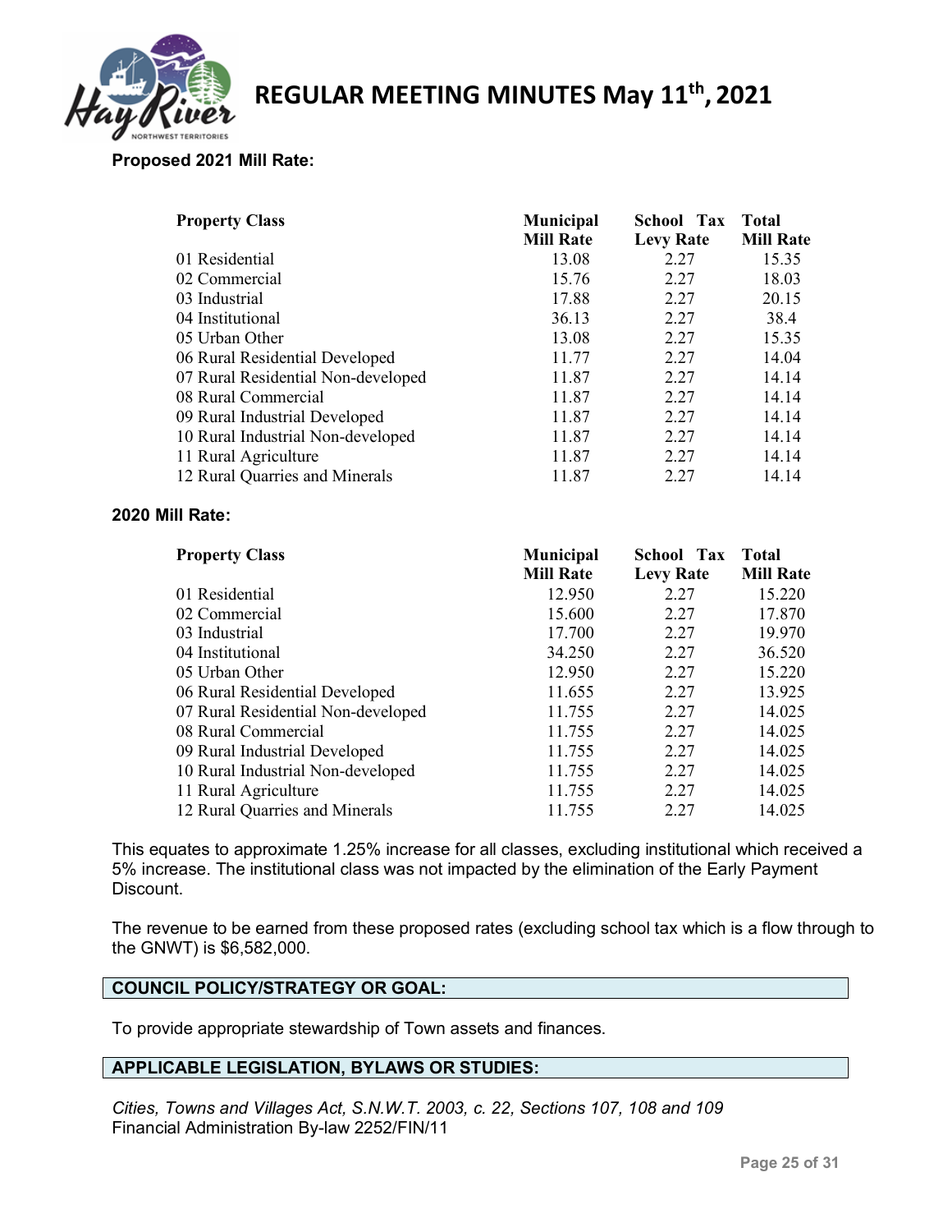**Proposed 2021 Mill Rate:**

| Property Class | Municipal Mill Rate | School Tax Levy Rate | Total Mill Rate |
|---|---|---|---|
| 01 Residential | 13.08 | 2.27 | 15.35 |
| 02 Commercial | 15.76 | 2.27 | 18.03 |
| 03 Industrial | 17.88 | 2.27 | 20.15 |
| 04 Institutional | 36.13 | 2.27 | 38.4 |
| 05 Urban Other | 13.08 | 2.27 | 15.35 |
| 06 Rural Residential Developed | 11.77 | 2.27 | 14.04 |
| 07 Rural Residential Non-developed | 11.87 | 2.27 | 14.14 |
| 08 Rural Commercial | 11.87 | 2.27 | 14.14 |
| 09 Rural Industrial Developed | 11.87 | 2.27 | 14.14 |
| 10 Rural Industrial Non-developed | 11.87 | 2.27 | 14.14 |
| 11 Rural Agriculture | 11.87 | 2.27 | 14.14 |
| 12 Rural Quarries and Minerals | 11.87 | 2.27 | 14.14 |

**2020 Mill Rate:**

| Property Class | Municipal Mill Rate | School Tax Levy Rate | Total Mill Rate |
|---|---|---|---|
| 01 Residential | 12.950 | 2.27 | 15.220 |
| 02 Commercial | 15.600 | 2.27 | 17.870 |
| 03 Industrial | 17.700 | 2.27 | 19.970 |
| 04 Institutional | 34.250 | 2.27 | 36.520 |
| 05 Urban Other | 12.950 | 2.27 | 15.220 |
| 06 Rural Residential Developed | 11.655 | 2.27 | 13.925 |
| 07 Rural Residential Non-developed | 11.755 | 2.27 | 14.025 |
| 08 Rural Commercial | 11.755 | 2.27 | 14.025 |
| 09 Rural Industrial Developed | 11.755 | 2.27 | 14.025 |
| 10 Rural Industrial Non-developed | 11.755 | 2.27 | 14.025 |
| 11 Rural Agriculture | 11.755 | 2.27 | 14.025 |
| 12 Rural Quarries and Minerals | 11.755 | 2.27 | 14.025 |

This equates to approximate 1.25% increase for all classes, excluding institutional which received a 5% increase. The institutional class was not impacted by the elimination of the Early Payment Discount.

The revenue to be earned from these proposed rates (excluding school tax which is a flow through to the GNWT) is $6,582,000.

## COUNCIL POLICY/STRATEGY OR GOAL:

To provide appropriate stewardship of Town assets and finances.

## APPLICABLE LEGISLATION, BYLAWS OR STUDIES:

*Cities, Towns and Villages Act, S.N.W.T. 2003, c. 22, Sections 107, 108 and 109*
Financial Administration By-law 2252/FIN/11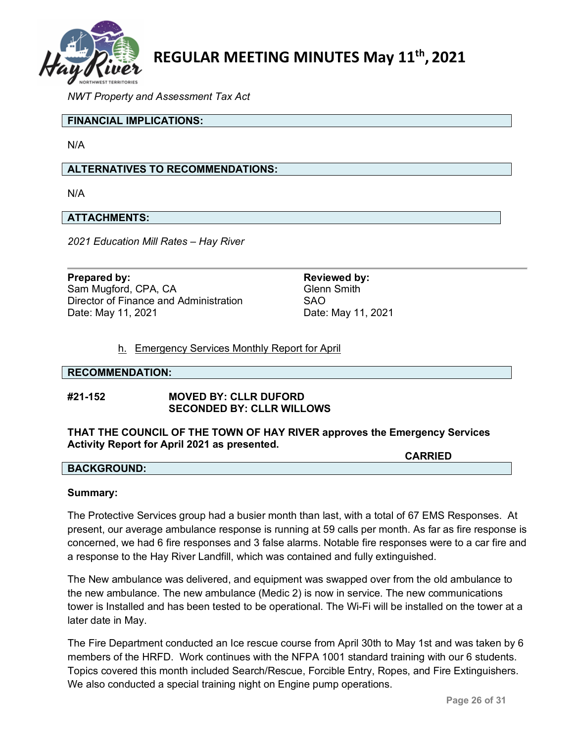*NWT Property and Assessment Tax Act*

**FINANCIAL IMPLICATIONS:**

N/A

**ALTERNATIVES TO RECOMMENDATIONS:**

N/A

**ATTACHMENTS:**

*2021 Education Mill Rates – Hay River*

---

**Prepared by:**
Sam Mugford, CPA, CA
Director of Finance and Administration
Date: May 11, 2021

**Reviewed by:**
Glenn Smith
SAO
Date: May 11, 2021

h. Emergency Services Monthly Report for April

**RECOMMENDATION:**

**#21-152 MOVED BY: CLLR DUFORD**
**SECONDED BY: CLLR WILLOWS**

**THAT THE COUNCIL OF THE TOWN OF HAY RIVER approves the Emergency Services Activity Report for April 2021 as presented.**

**CARRIED**

**BACKGROUND:**

**Summary:**

The Protective Services group had a busier month than last, with a total of 67 EMS Responses. At present, our average ambulance response is running at 59 calls per month. As far as fire response is concerned, we had 6 fire responses and 3 false alarms. Notable fire responses were to a car fire and a response to the Hay River Landfill, which was contained and fully extinguished.

The New ambulance was delivered, and equipment was swapped over from the old ambulance to the new ambulance. The new ambulance (Medic 2) is now in service. The new communications tower is Installed and has been tested to be operational. The Wi-Fi will be installed on the tower at a later date in May.

The Fire Department conducted an Ice rescue course from April 30th to May 1st and was taken by 6 members of the HRFD. Work continues with the NFPA 1001 standard training with our 6 students. Topics covered this month included Search/Rescue, Forcible Entry, Ropes, and Fire Extinguishers. We also conducted a special training night on Engine pump operations.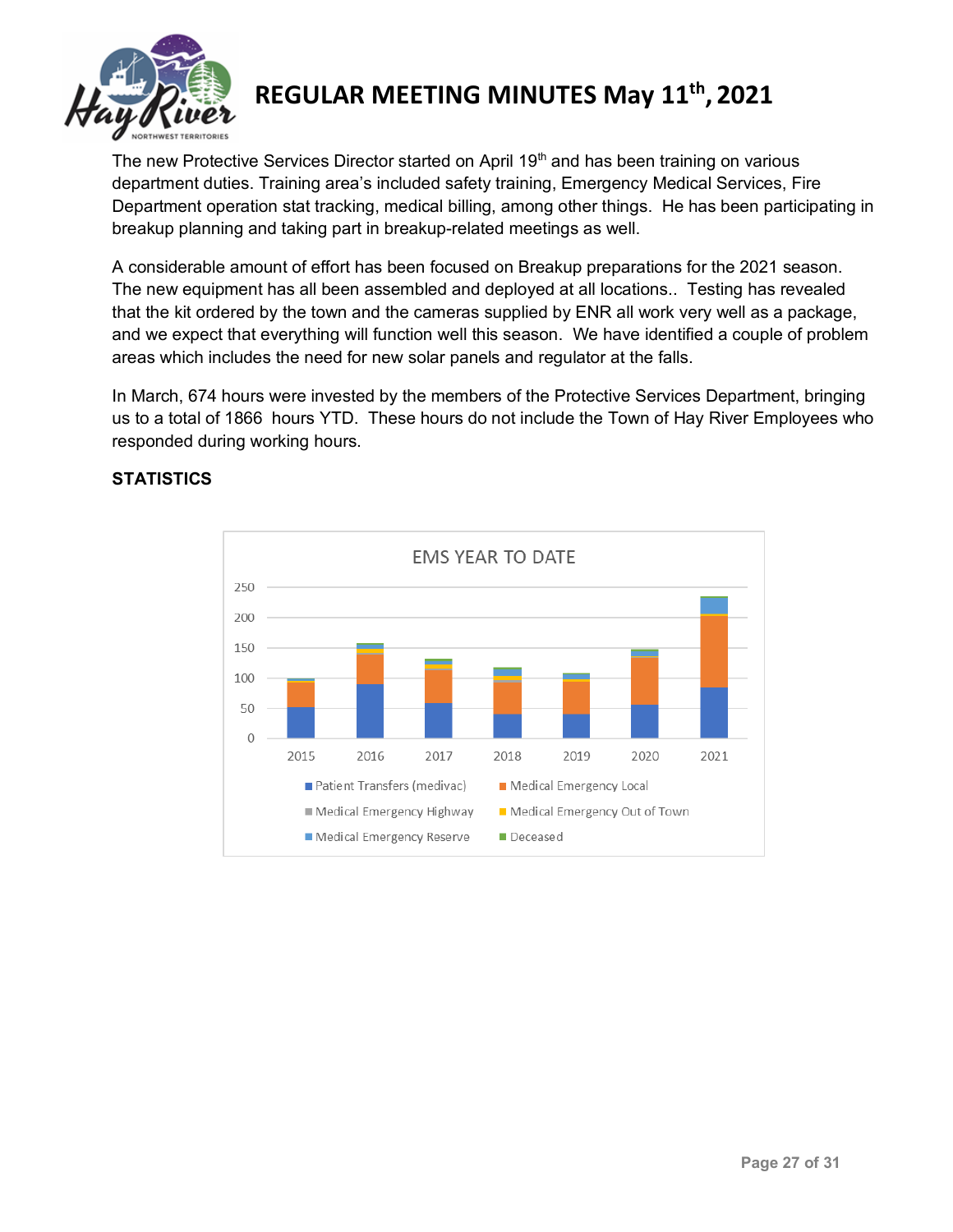The new Protective Services Director started on April 19th and has been training on various department duties. Training area's included safety training, Emergency Medical Services, Fire Department operation stat tracking, medical billing, among other things. He has been participating in breakup planning and taking part in breakup-related meetings as well.

A considerable amount of effort has been focused on Breakup preparations for the 2021 season. The new equipment has all been assembled and deployed at all locations.. Testing has revealed that the kit ordered by the town and the cameras supplied by ENR all work very well as a package, and we expect that everything will function well this season. We have identified a couple of problem areas which includes the need for new solar panels and regulator at the falls.

In March, 674 hours were invested by the members of the Protective Services Department, bringing us to a total of 1866 hours YTD. These hours do not include the Town of Hay River Employees who responded during working hours.

**STATISTICS**

EMS YEAR TO DATE

Legend: Patient Transfers (medivac), Medical Emergency Local, Medical Emergency Highway, Medical Emergency Out of Town, Medical Emergency Reserve, Deceased

Years: 2015, 2016, 2017, 2018, 2019, 2020, 2021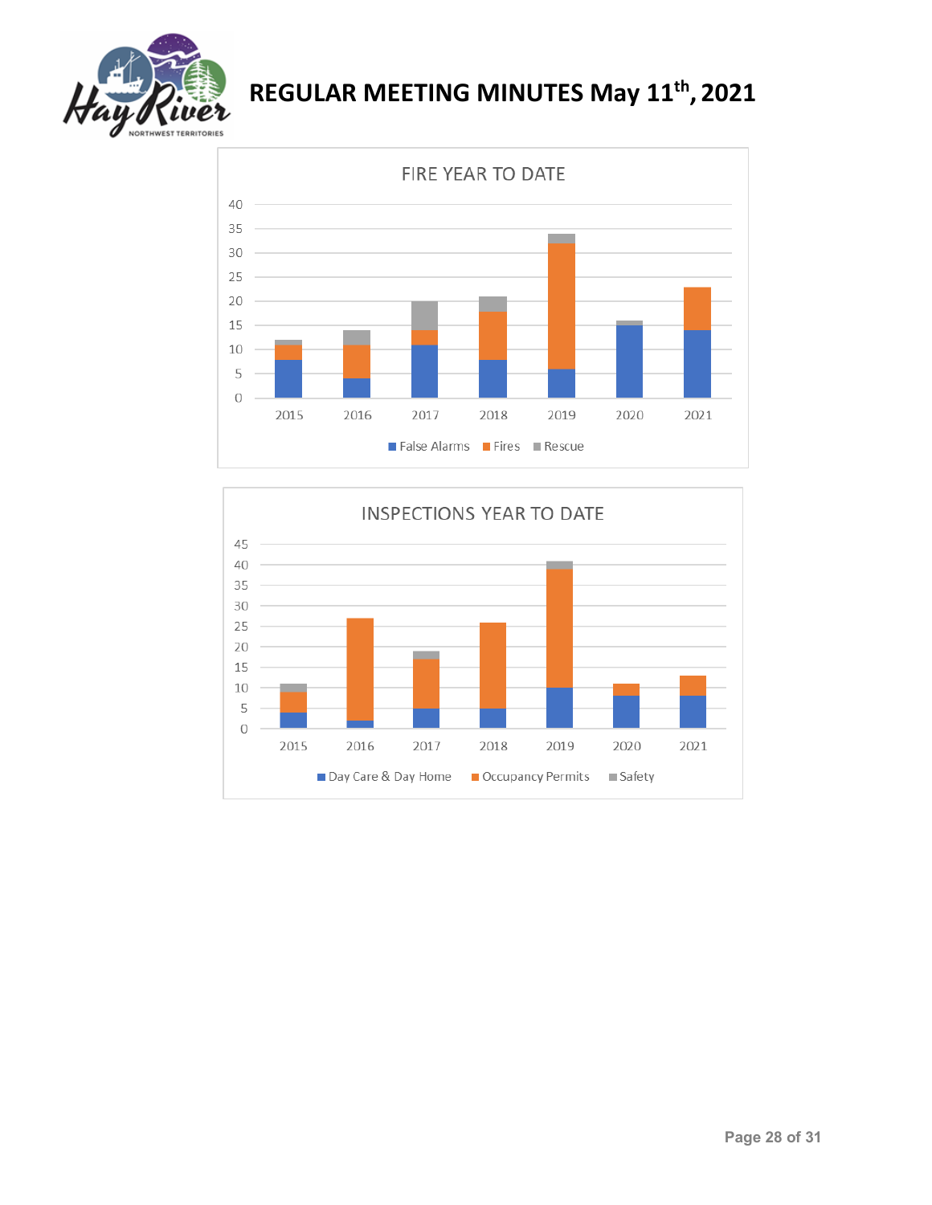## FIRE YEAR TO DATE

| Year | False Alarms | Fires | Rescue |
|---|---|---|---|
| 2015 | 8 | 3 | 1 |
| 2016 | 4 | 7 | 3 |
| 2017 | 11 | 3 | 6 |
| 2018 | 8 | 10 | 3 |
| 2019 | 6 | 26 | 2 |
| 2020 | 15 | 0 | 1 |
| 2021 | 14 | 9 | 0 |

## INSPECTIONS YEAR TO DATE

| Year | Day Care & Day Home | Occupancy Permits | Safety |
|---|---|---|---|
| 2015 | 4 | 5 | 2 |
| 2016 | 2 | 25 | 0 |
| 2017 | 5 | 12 | 2 |
| 2018 | 5 | 21 | 0 |
| 2019 | 10 | 29 | 2 |
| 2020 | 8 | 3 | 0 |
| 2021 | 8 | 5 | 0 |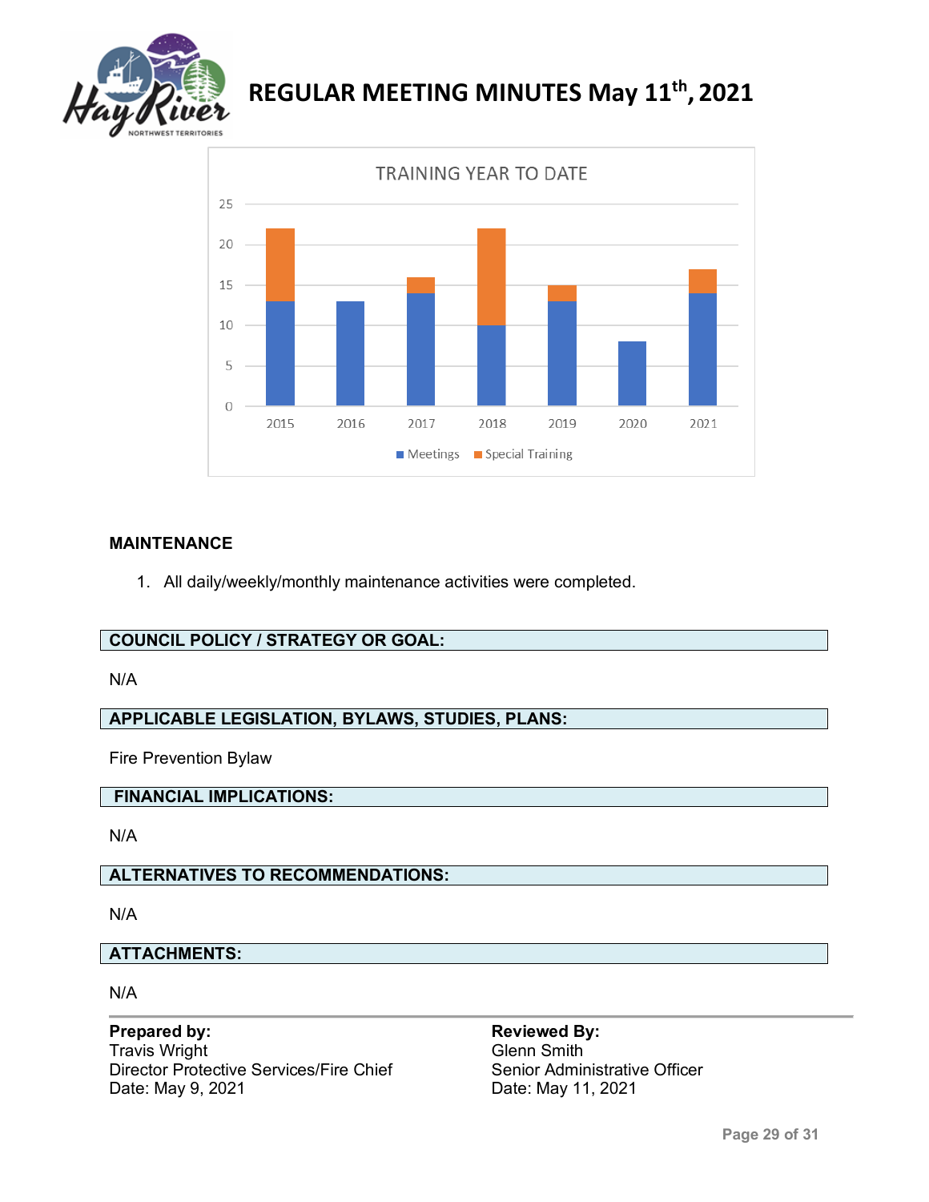TRAINING YEAR TO DATE

| Year | Meetings | Special Training |
|---|---|---|
| 2015 | 13 | 9 |
| 2016 | 13 | 0 |
| 2017 | 14 | 2 |
| 2018 | 10 | 12 |
| 2019 | 13 | 2 |
| 2020 | 8 | 0 |
| 2021 | 14 | 3 |

**MAINTENANCE**

1. All daily/weekly/monthly maintenance activities were completed.

**COUNCIL POLICY / STRATEGY OR GOAL:**

N/A

**APPLICABLE LEGISLATION, BYLAWS, STUDIES, PLANS:**

Fire Prevention Bylaw

**FINANCIAL IMPLICATIONS:**

N/A

**ALTERNATIVES TO RECOMMENDATIONS:**

N/A

**ATTACHMENTS:**

N/A

**Prepared by:**
Travis Wright
Director Protective Services/Fire Chief
Date: May 9, 2021

**Reviewed By:**
Glenn Smith
Senior Administrative Officer
Date: May 11, 2021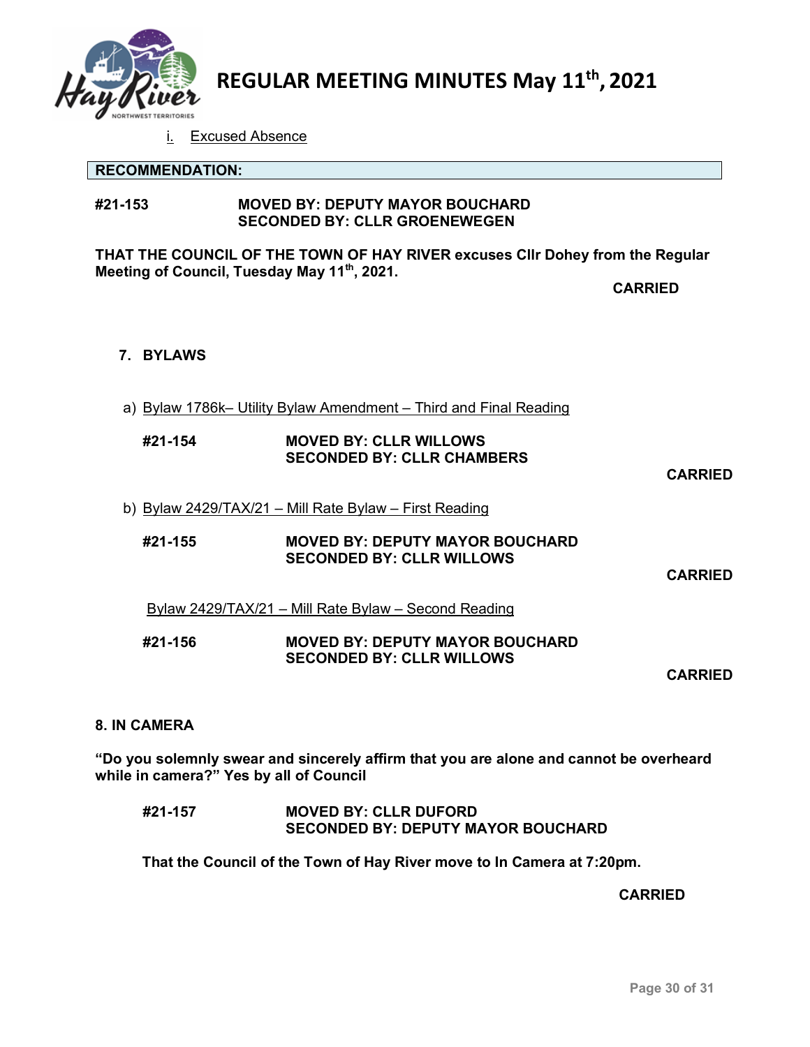i. Excused Absence

**RECOMMENDATION:**

**#21-153** **MOVED BY: DEPUTY MAYOR BOUCHARD**
**SECONDED BY: CLLR GROENEWEGEN**

**THAT THE COUNCIL OF THE TOWN OF HAY RIVER excuses Cllr Dohey from the Regular Meeting of Council, Tuesday May 11th, 2021.**

**CARRIED**

## 7. BYLAWS

a) Bylaw 1786k– Utility Bylaw Amendment – Third and Final Reading

**#21-154** **MOVED BY: CLLR WILLOWS**
**SECONDED BY: CLLR CHAMBERS**

**CARRIED**

b) Bylaw 2429/TAX/21 – Mill Rate Bylaw – First Reading

**#21-155** **MOVED BY: DEPUTY MAYOR BOUCHARD**
**SECONDED BY: CLLR WILLOWS**

**CARRIED**

Bylaw 2429/TAX/21 – Mill Rate Bylaw – Second Reading

**#21-156** **MOVED BY: DEPUTY MAYOR BOUCHARD**
**SECONDED BY: CLLR WILLOWS**

**CARRIED**

## 8. IN CAMERA

**"Do you solemnly swear and sincerely affirm that you are alone and cannot be overheard while in camera?" Yes by all of Council**

**#21-157** **MOVED BY: CLLR DUFORD**
**SECONDED BY: DEPUTY MAYOR BOUCHARD**

**That the Council of the Town of Hay River move to In Camera at 7:20pm.**

**CARRIED**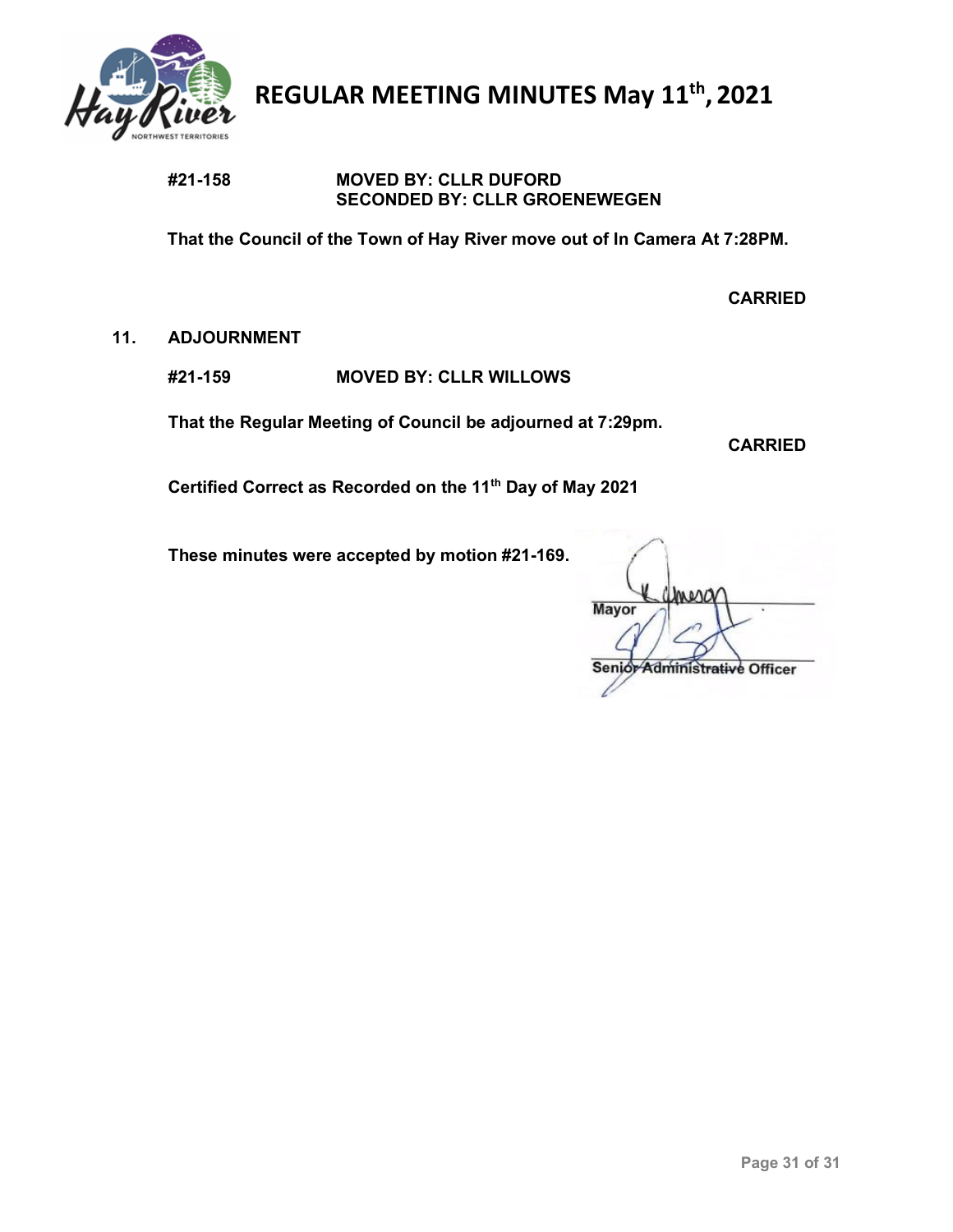#21-158 MOVED BY: CLLR DUFORD
SECONDED BY: CLLR GROENEWEGEN

That the Council of the Town of Hay River move out of In Camera At 7:28PM.

CARRIED

## 11. ADJOURNMENT

#21-159 MOVED BY: CLLR WILLOWS

That the Regular Meeting of Council be adjourned at 7:29pm.

CARRIED

Certified Correct as Recorded on the 11th Day of May 2021

These minutes were accepted by motion #21-169.

Mayor

Senior Administrative Officer